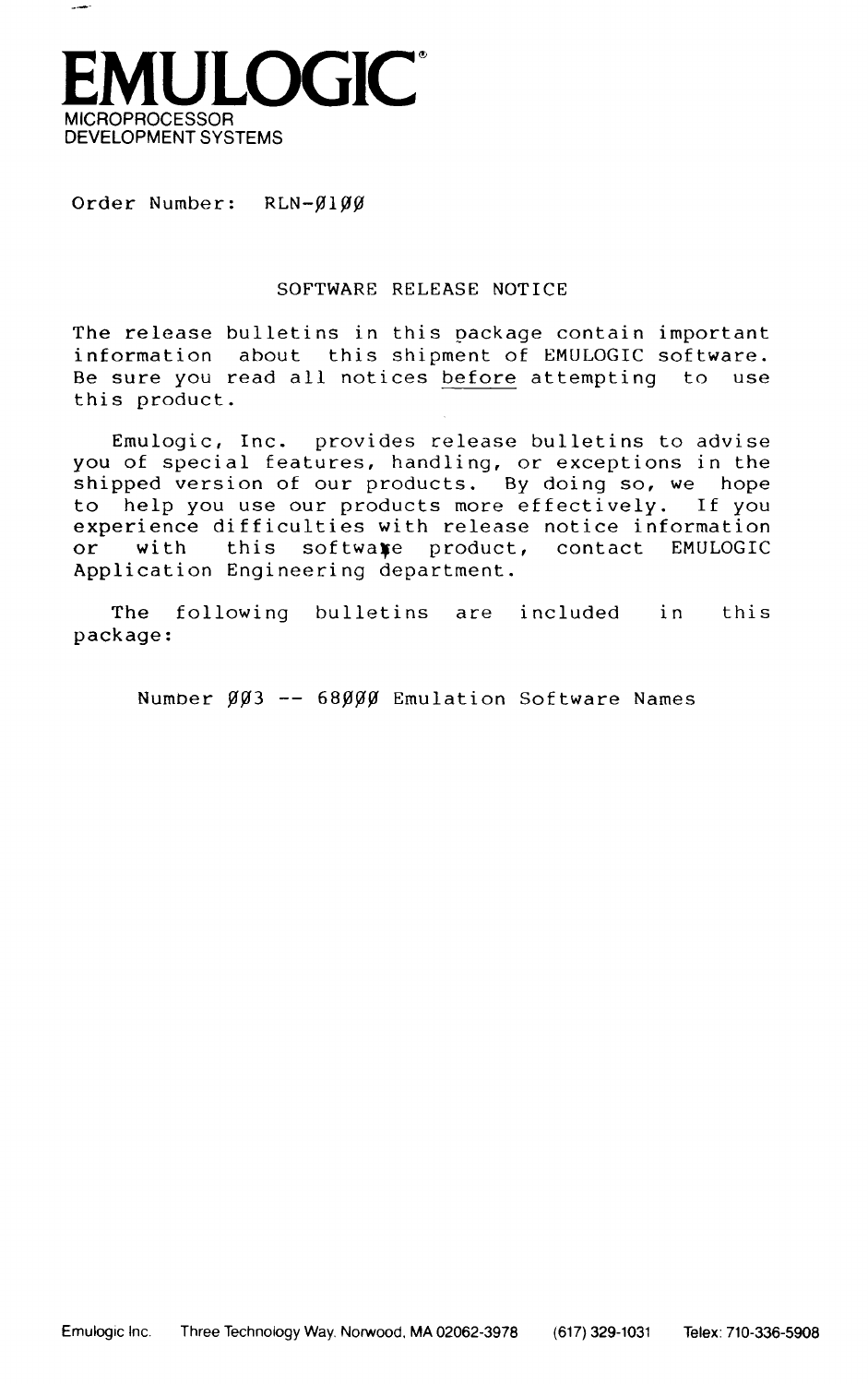# EMULOGIC®

MICROPROCESSOR
DEVELOPMENT SYSTEMS

Order Number: RLN-Ø1ØØ

## SOFTWARE RELEASE NOTICE

The release bulletins in this package contain important information about this shipment of EMULOGIC software. Be sure you read all notices before attempting to use this product.

Emulogic, Inc. provides release bulletins to advise you of special features, handling, or exceptions in the shipped version of our products. By doing so, we hope to help you use our products more effectively. If you experience difficulties with release notice information or with this software product, contact EMULOGIC Application Engineering department.

The following bulletins are included in this package:

Number ØØ3 -- 68ØØØ Emulation Software Names

Emulogic Inc. Three Technology Way. Norwood, MA 02062-3978 (617) 329-1031 Telex: 710-336-5908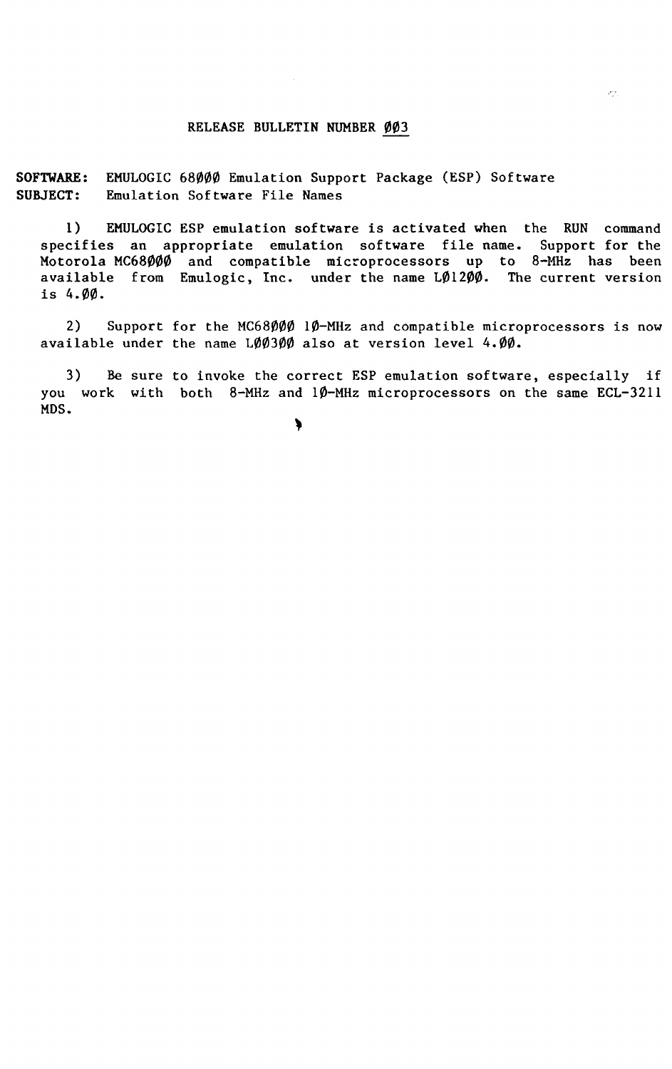# RELEASE BULLETIN NUMBER ØØ3

**SOFTWARE:** EMULOGIC 68ØØØ Emulation Support Package (ESP) Software
**SUBJECT:** Emulation Software File Names

1) EMULOGIC ESP emulation software is activated when the RUN command specifies an appropriate emulation software file name. Support for the Motorola MC68ØØØ and compatible microprocessors up to 8-MHz has been available from Emulogic, Inc. under the name LØ12ØØ. The current version is 4.ØØ.

2) Support for the MC68ØØØ 1Ø-MHz and compatible microprocessors is now available under the name LØØ3ØØ also at version level 4.ØØ.

3) Be sure to invoke the correct ESP emulation software, especially if you work with both 8-MHz and 1Ø-MHz microprocessors on the same ECL-3211 MDS.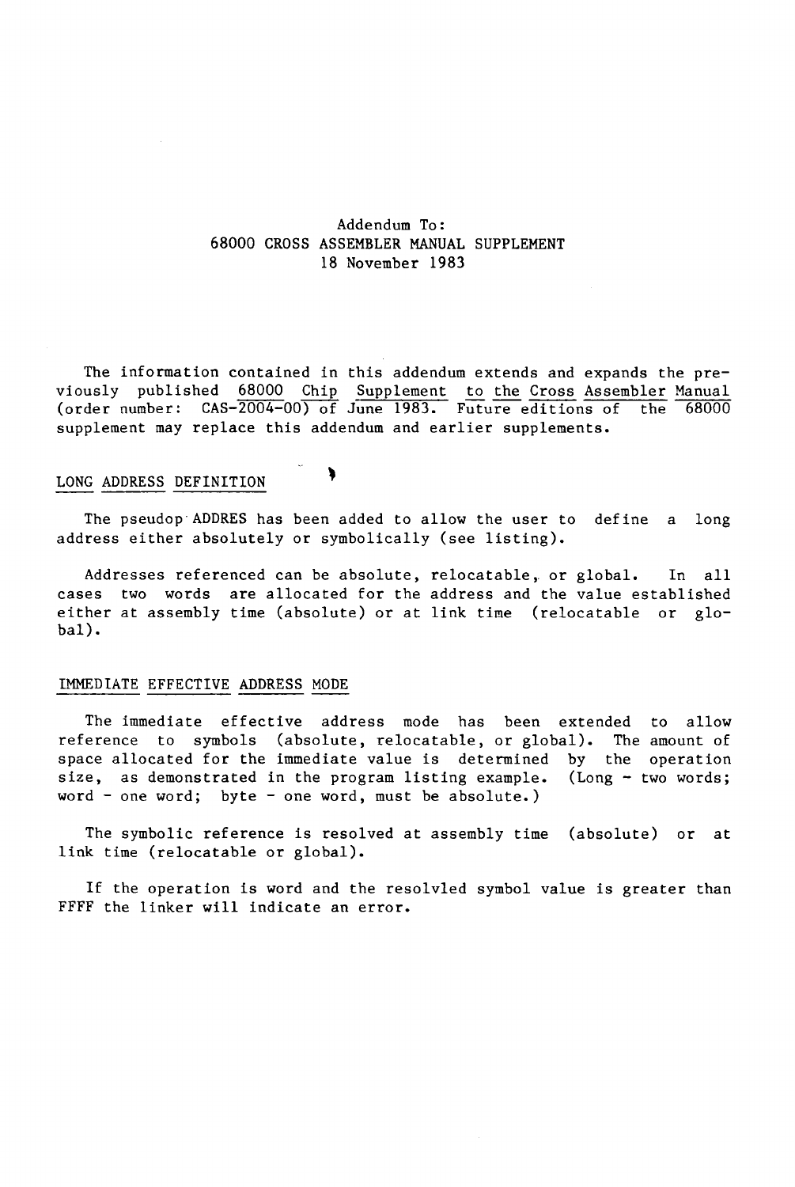Addendum To:
68000 CROSS ASSEMBLER MANUAL SUPPLEMENT
18 November 1983

The information contained in this addendum extends and expands the previously published 68000 Chip Supplement to the Cross Assembler Manual (order number: CAS-2004-00) of June 1983. Future editions of the 68000 supplement may replace this addendum and earlier supplements.

## LONG ADDRESS DEFINITION

The pseudop ADDRES has been added to allow the user to define a long address either absolutely or symbolically (see listing).

Addresses referenced can be absolute, relocatable, or global. In all cases two words are allocated for the address and the value established either at assembly time (absolute) or at link time (relocatable or global).

## IMMEDIATE EFFECTIVE ADDRESS MODE

The immediate effective address mode has been extended to allow reference to symbols (absolute, relocatable, or global). The amount of space allocated for the immediate value is determined by the operation size, as demonstrated in the program listing example. (Long - two words; word - one word; byte - one word, must be absolute.)

The symbolic reference is resolved at assembly time (absolute) or at link time (relocatable or global).

If the operation is word and the resolvled symbol value is greater than FFFF the linker will indicate an error.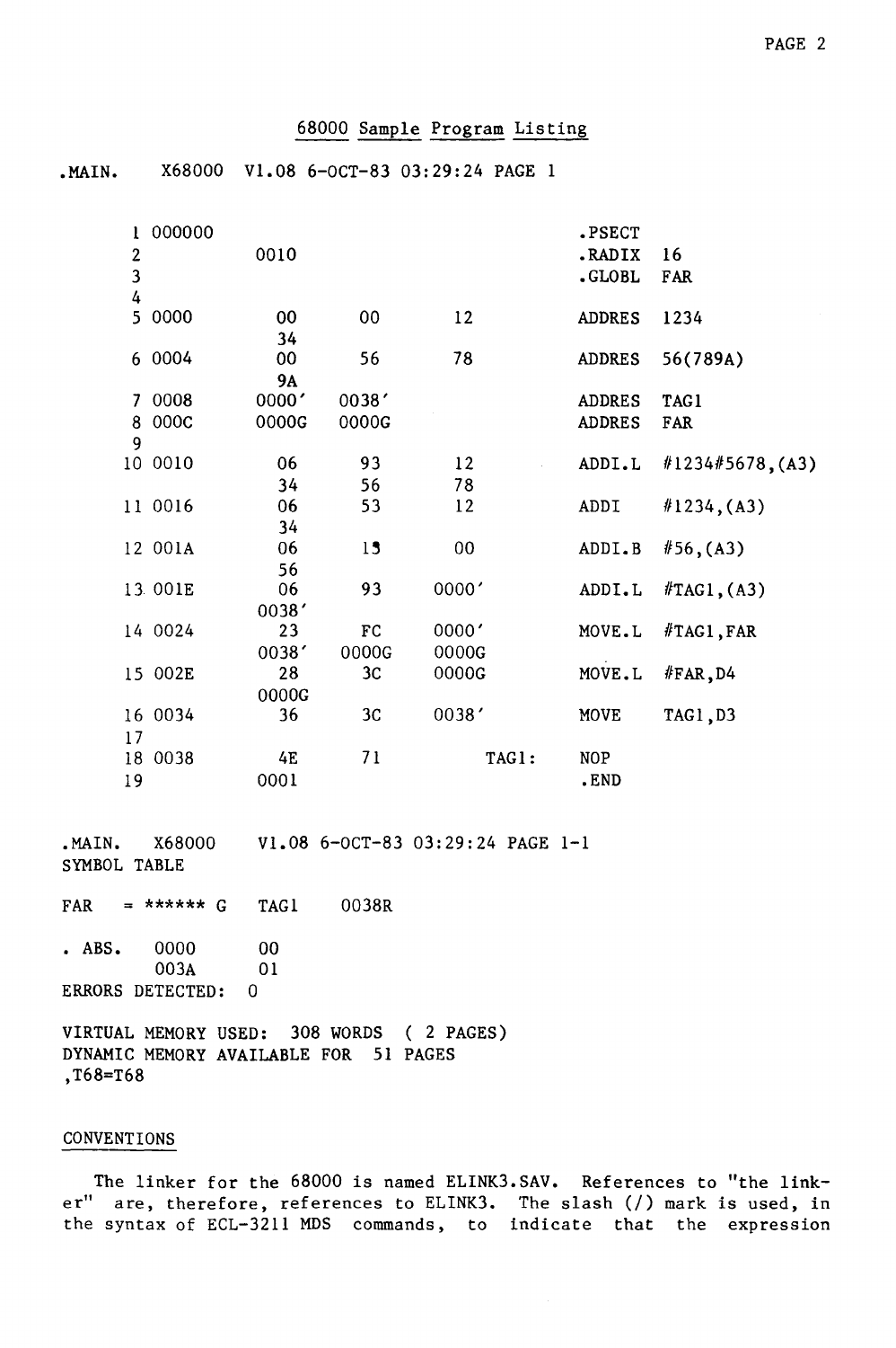## 68000 Sample Program Listing

```
.MAIN.    X68000  V1.08 6-OCT-83 03:29:24 PAGE 1


     1 000000                                          .PSECT
     2            0010                                 .RADIX  16
     3                                                 .GLOBL  FAR
     4
     5 0000        00      00       12                 ADDRES  1234
                   34
     6 0004        00      56       78                 ADDRES  56(789A)
                   9A
     7 0008       0000'   0038'                        ADDRES  TAG1
     8 000C       0000G   0000G                        ADDRES  FAR
     9
    10 0010        06      93       12                 ADDI.L  #1234#5678,(A3)
                   34      56       78
    11 0016        06      53       12                 ADDI    #1234,(A3)
                   34
    12 001A        06      15       00                 ADDI.B  #56,(A3)
                   56
    13 001E        06      93      0000'               ADDI.L  #TAG1,(A3)
                  0038'
    14 0024        23      FC      0000'               MOVE.L  #TAG1,FAR
                  0038'   0000G    0000G
    15 002E        28      3C      0000G               MOVE.L  #FAR,D4
                  0000G
    16 0034        36      3C      0038'               MOVE    TAG1,D3
    17
    18 0038        4E      71             TAG1:        NOP
    19            0001                                 .END


.MAIN.   X68000    V1.08 6-OCT-83 03:29:24 PAGE 1-1
SYMBOL TABLE

FAR    = ****** G   TAG1     0038R

. ABS.   0000       00
         003A       01
ERRORS DETECTED:  0

VIRTUAL MEMORY USED:  308 WORDS  ( 2 PAGES)
DYNAMIC MEMORY AVAILABLE FOR  51 PAGES
,T68=T68
```

## CONVENTIONS

The linker for the 68000 is named ELINK3.SAV. References to "the linker" are, therefore, references to ELINK3. The slash (/) mark is used, in the syntax of ECL-3211 MDS commands, to indicate that the expression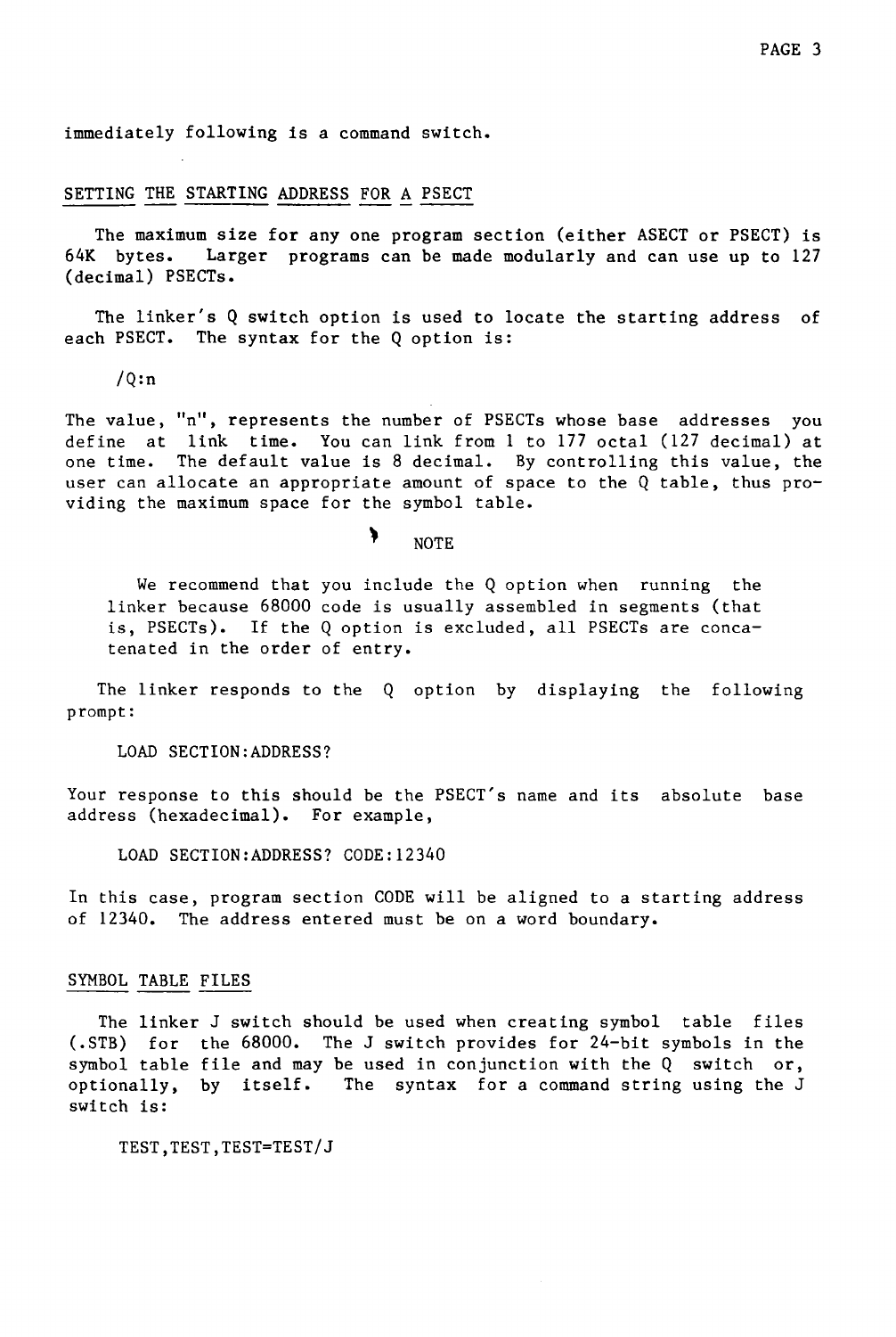immediately following is a command switch.

## SETTING THE STARTING ADDRESS FOR A PSECT

The maximum size for any one program section (either ASECT or PSECT) is 64K bytes. Larger programs can be made modularly and can use up to 127 (decimal) PSECTs.

The linker's Q switch option is used to locate the starting address of each PSECT. The syntax for the Q option is:

```
/Q:n
```

The value, "n", represents the number of PSECTs whose base addresses you define at link time. You can link from 1 to 177 octal (127 decimal) at one time. The default value is 8 decimal. By controlling this value, the user can allocate an appropriate amount of space to the Q table, thus providing the maximum space for the symbol table.

NOTE

> We recommend that you include the Q option when running the linker because 68000 code is usually assembled in segments (that is, PSECTs). If the Q option is excluded, all PSECTs are concatenated in the order of entry.

The linker responds to the Q option by displaying the following prompt:

```
LOAD SECTION:ADDRESS?
```

Your response to this should be the PSECT's name and its absolute base address (hexadecimal). For example,

```
LOAD SECTION:ADDRESS? CODE:12340
```

In this case, program section CODE will be aligned to a starting address of 12340. The address entered must be on a word boundary.

## SYMBOL TABLE FILES

The linker J switch should be used when creating symbol table files (.STB) for the 68000. The J switch provides for 24-bit symbols in the symbol table file and may be used in conjunction with the Q switch or, optionally, by itself. The syntax for a command string using the J switch is:

```
TEST,TEST,TEST=TEST/J
```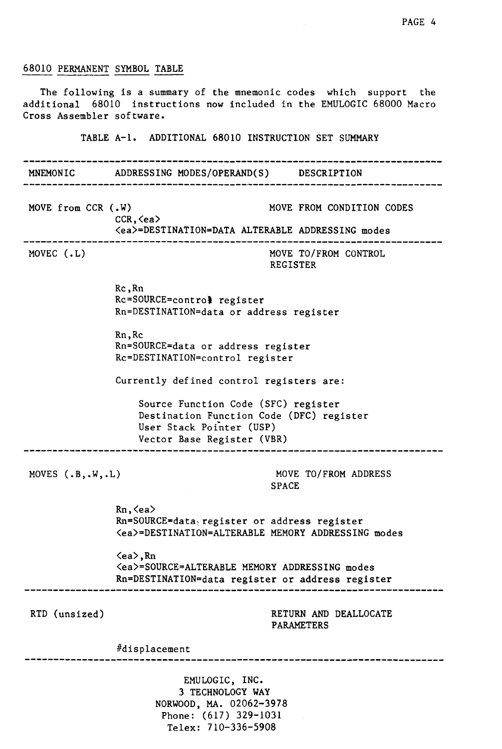## 68010 PERMANENT SYMBOL TABLE

The following is a summary of the mnemonic codes which support the additional 68010 instructions now included in the EMULOGIC 68000 Macro Cross Assembler software.

TABLE A-1. ADDITIONAL 68010 INSTRUCTION SET SUMMARY

| MNEMONIC | ADDRESSING MODES/OPERAND(S) | DESCRIPTION |
|---|---|---|
| MOVE from CCR (.W) | CCR,<ea><br><ea>=DESTINATION=DATA ALTERABLE ADDRESSING modes | MOVE FROM CONDITION CODES |
| MOVEC (.L) | Rc,Rn<br>Rc=SOURCE=control register<br>Rn=DESTINATION=data or address register<br><br>Rn,Rc<br>Rn=SOURCE=data or address register<br>Rc=DESTINATION=control register<br><br>Currently defined control registers are:<br>Source Function Code (SFC) register<br>Destination Function Code (DFC) register<br>User Stack Pointer (USP)<br>Vector Base Register (VBR) | MOVE TO/FROM CONTROL REGISTER |
| MOVES (.B,.W,.L) | Rn,<ea><br>Rn=SOURCE=data register or address register<br><ea>=DESTINATION=ALTERABLE MEMORY ADDRESSING modes<br><br><ea>,Rn<br><ea>=SOURCE=ALTERABLE MEMORY ADDRESSING modes<br>Rn=DESTINATION=data register or address register | MOVE TO/FROM ADDRESS SPACE |
| RTD (unsized) | #displacement | RETURN AND DEALLOCATE PARAMETERS |

EMULOGIC, INC.
3 TECHNOLOGY WAY
NORWOOD, MA. 02062-3978
Phone: (617) 329-1031
Telex: 710-336-5908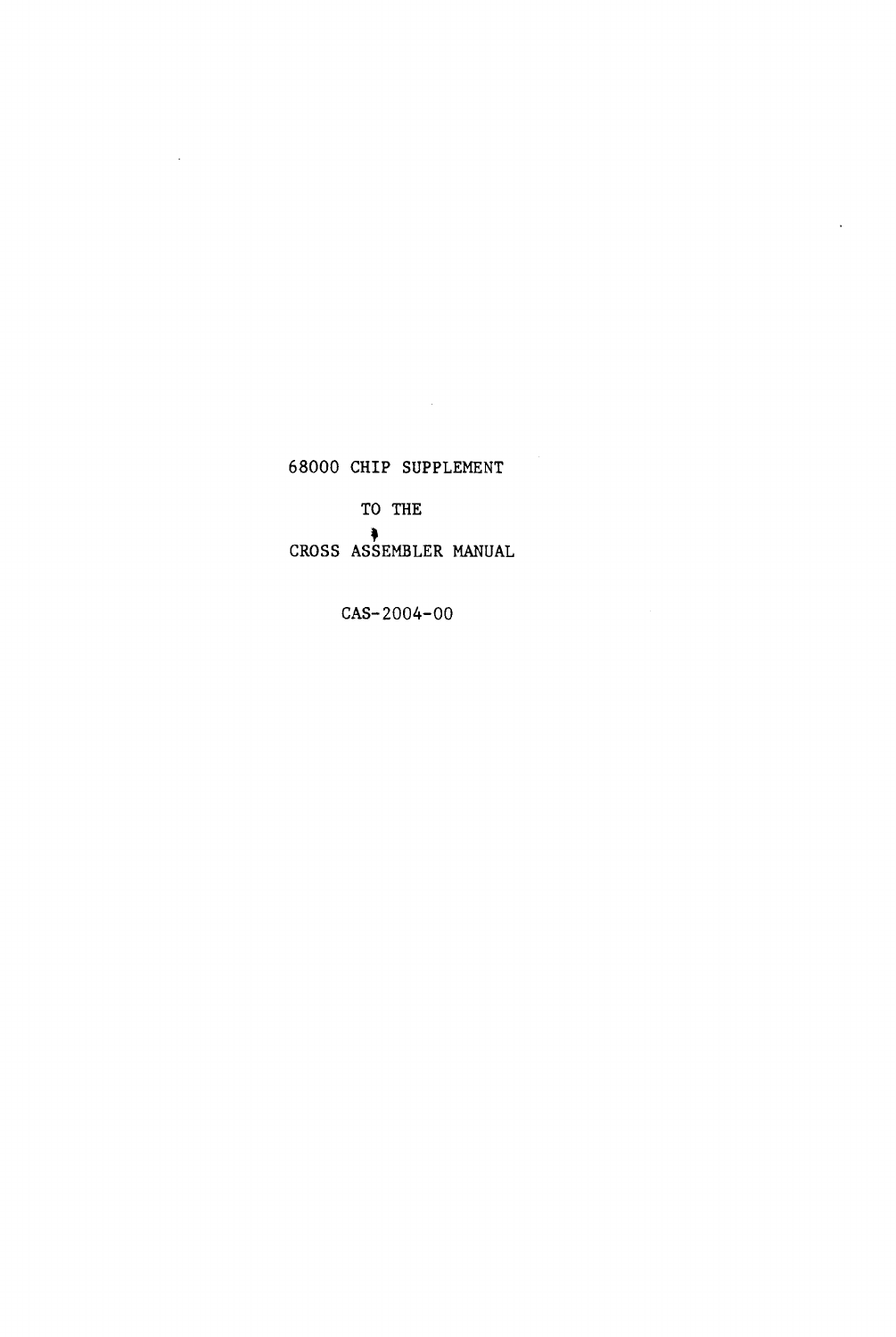# 68000 CHIP SUPPLEMENT

TO THE

CROSS ASSEMBLER MANUAL

CAS-2004-00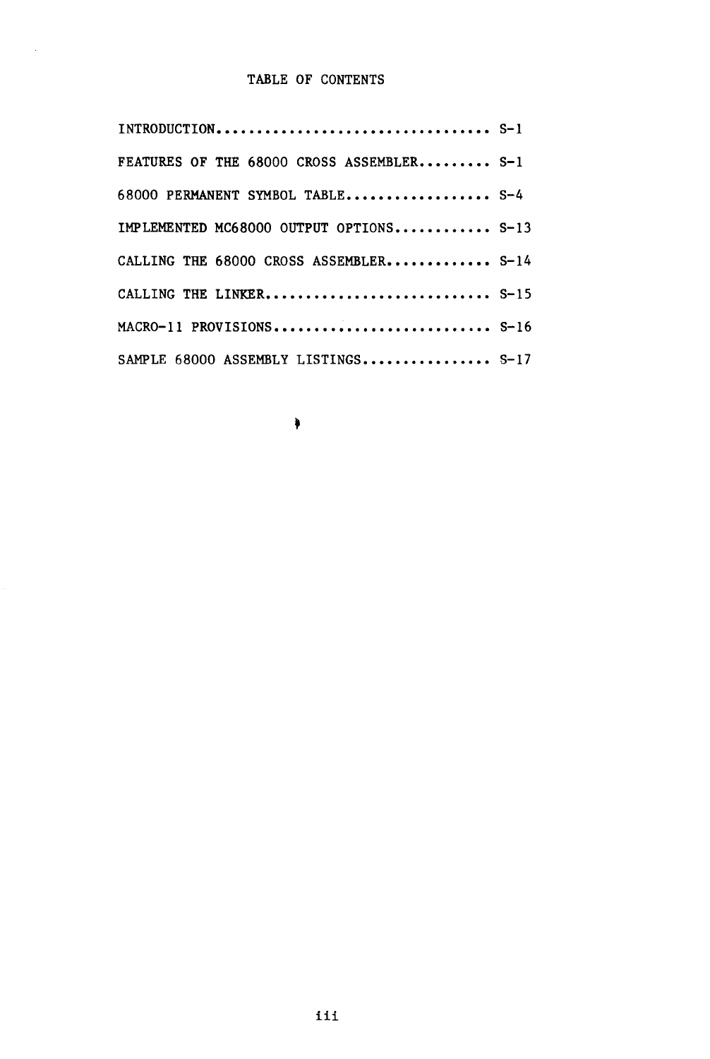# TABLE OF CONTENTS

| | |
|---|---|
| INTRODUCTION | S-1 |
| FEATURES OF THE 68000 CROSS ASSEMBLER | S-1 |
| 68000 PERMANENT SYMBOL TABLE | S-4 |
| IMPLEMENTED MC68000 OUTPUT OPTIONS | S-13 |
| CALLING THE 68000 CROSS ASSEMBLER | S-14 |
| CALLING THE LINKER | S-15 |
| MACRO-11 PROVISIONS | S-16 |
| SAMPLE 68000 ASSEMBLY LISTINGS | S-17 |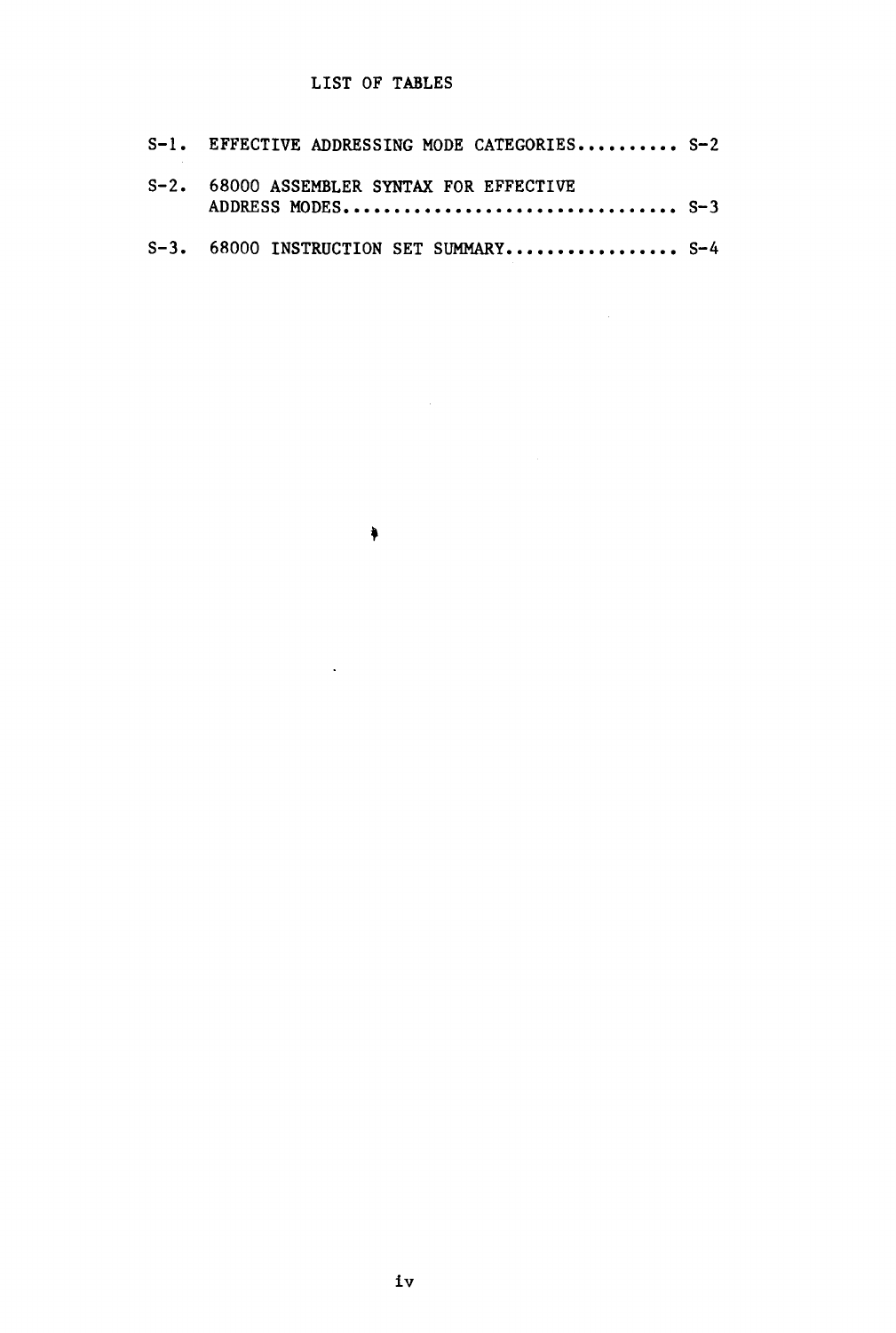# LIST OF TABLES

S-1. EFFECTIVE ADDRESSING MODE CATEGORIES.......... S-2

S-2. 68000 ASSEMBLER SYNTAX FOR EFFECTIVE ADDRESS MODES................................. S-3

S-3. 68000 INSTRUCTION SET SUMMARY................. S-4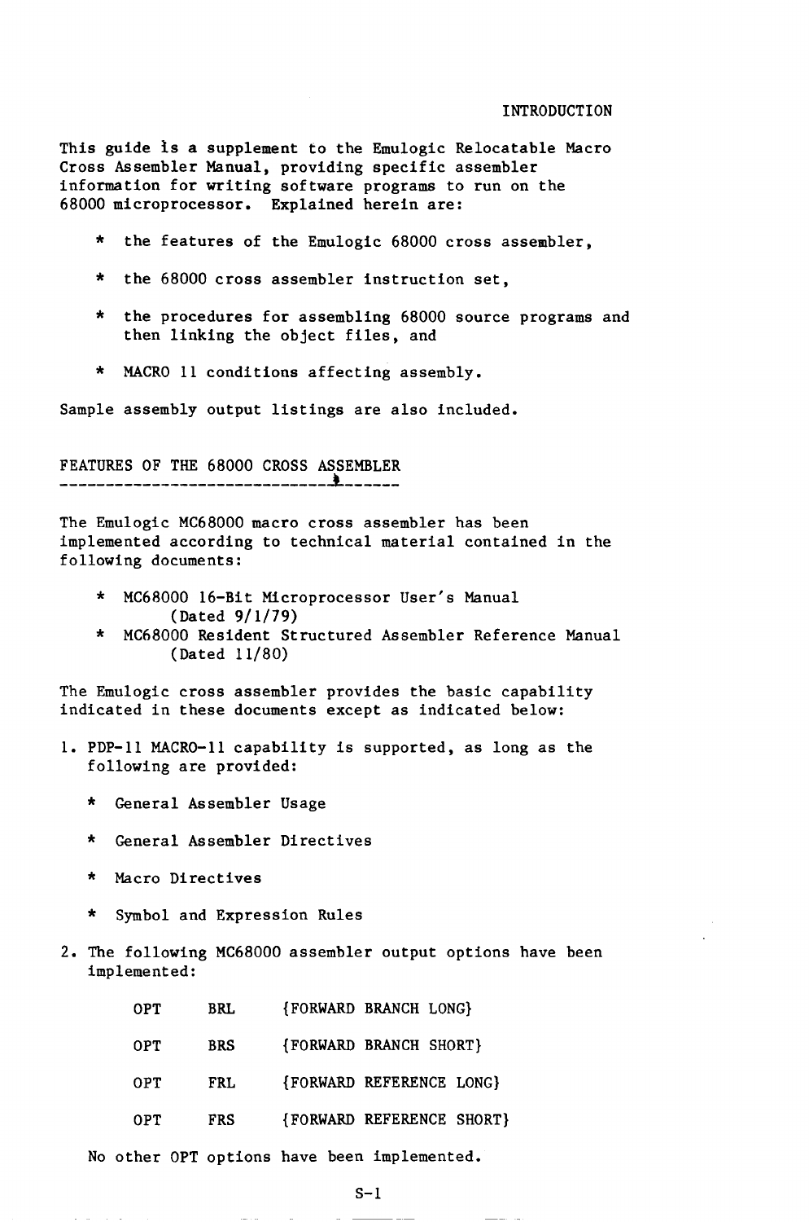# INTRODUCTION

This guide is a supplement to the Emulogic Relocatable Macro Cross Assembler Manual, providing specific assembler information for writing software programs to run on the 68000 microprocessor. Explained herein are:

* the features of the Emulogic 68000 cross assembler,
* the 68000 cross assembler instruction set,
* the procedures for assembling 68000 source programs and then linking the object files, and
* MACRO 11 conditions affecting assembly.

Sample assembly output listings are also included.

## FEATURES OF THE 68000 CROSS ASSEMBLER

The Emulogic MC68000 macro cross assembler has been implemented according to technical material contained in the following documents:

* MC68000 16-Bit Microprocessor User's Manual (Dated 9/1/79)
* MC68000 Resident Structured Assembler Reference Manual (Dated 11/80)

The Emulogic cross assembler provides the basic capability indicated in these documents except as indicated below:

1. PDP-11 MACRO-11 capability is supported, as long as the following are provided:

   * General Assembler Usage
   * General Assembler Directives
   * Macro Directives
   * Symbol and Expression Rules

2. The following MC68000 assembler output options have been implemented:

   ```
   OPT     BRL     {FORWARD BRANCH LONG}
   OPT     BRS     {FORWARD BRANCH SHORT}
   OPT     FRL     {FORWARD REFERENCE LONG}
   OPT     FRS     {FORWARD REFERENCE SHORT}
   ```

   No other OPT options have been implemented.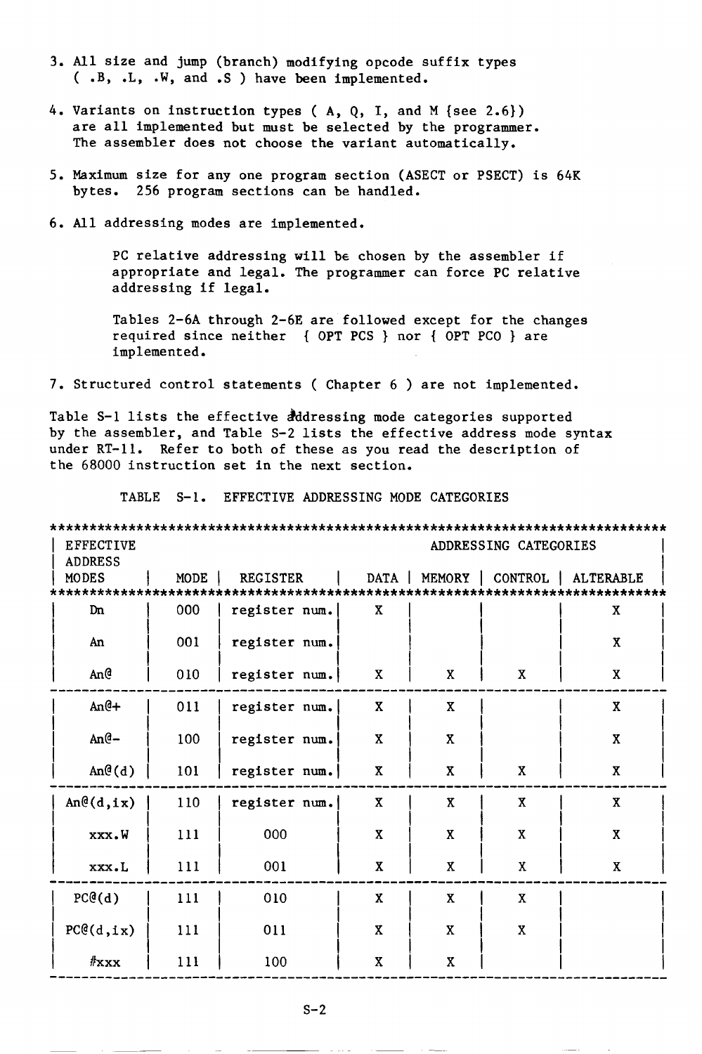3. All size and jump (branch) modifying opcode suffix types ( .B, .L, .W, and .S ) have been implemented.

4. Variants on instruction types ( A, Q, I, and M {see 2.6}) are all implemented but must be selected by the programmer. The assembler does not choose the variant automatically.

5. Maximum size for any one program section (ASECT or PSECT) is 64K bytes. 256 program sections can be handled.

6. All addressing modes are implemented.

   PC relative addressing will be chosen by the assembler if appropriate and legal. The programmer can force PC relative addressing if legal.

   Tables 2-6A through 2-6E are followed except for the changes required since neither { OPT PCS } nor { OPT PCO } are implemented.

7. Structured control statements ( Chapter 6 ) are not implemented.

Table S-1 lists the effective addressing mode categories supported by the assembler, and Table S-2 lists the effective address mode syntax under RT-11. Refer to both of these as you read the description of the 68000 instruction set in the next section.

TABLE S-1. EFFECTIVE ADDRESSING MODE CATEGORIES

| EFFECTIVE ADDRESS MODES | MODE | REGISTER | DATA | MEMORY | CONTROL | ALTERABLE |
|---|---|---|---|---|---|---|
| | | | ADDRESSING CATEGORIES | | | |
| Dn | 000 | register num. | X | | | X |
| An | 001 | register num. | | | | X |
| An@ | 010 | register num. | X | X | X | X |
| An@+ | 011 | register num. | X | X | | X |
| An@- | 100 | register num. | X | X | | X |
| An@(d) | 101 | register num. | X | X | X | X |
| An@(d,ix) | 110 | register num. | X | X | X | X |
| xxx.W | 111 | 000 | X | X | X | X |
| xxx.L | 111 | 001 | X | X | X | X |
| PC@(d) | 111 | 010 | X | X | X | |
| PC@(d,ix) | 111 | 011 | X | X | X | |
| #xxx | 111 | 100 | X | X | | |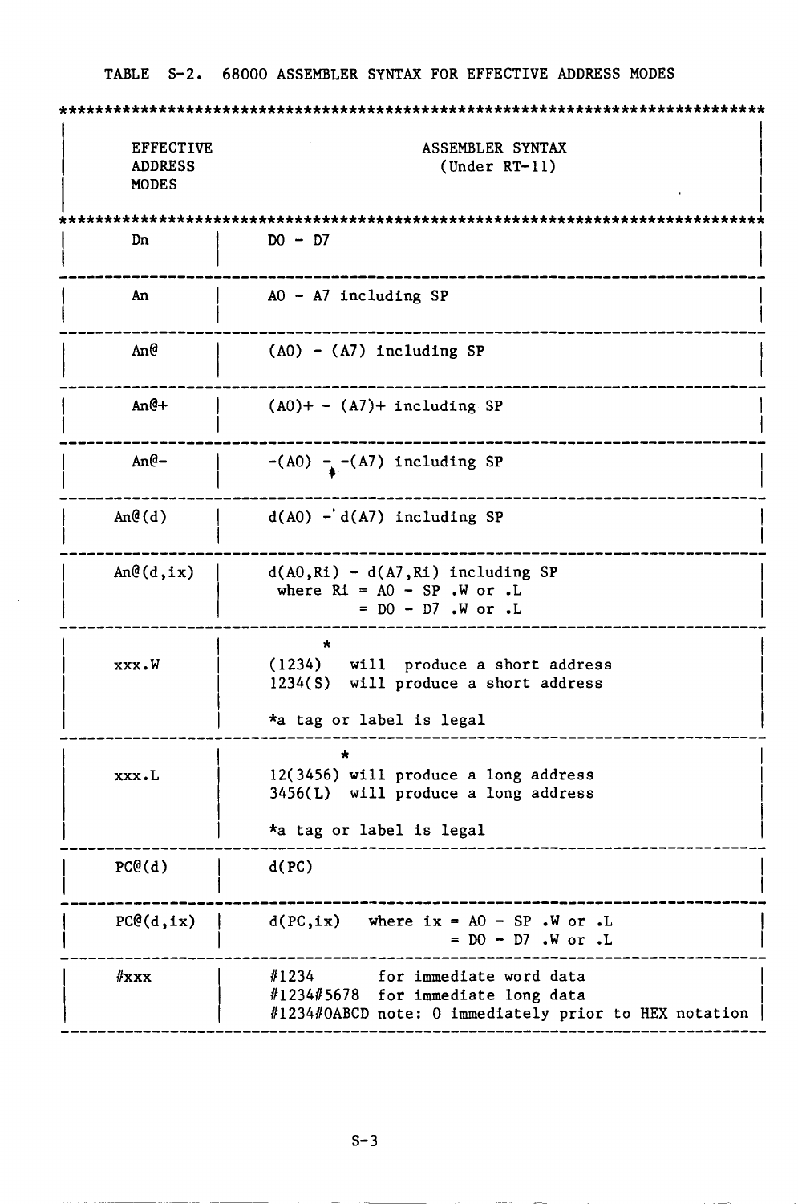TABLE S-2. 68000 ASSEMBLER SYNTAX FOR EFFECTIVE ADDRESS MODES

| EFFECTIVE ADDRESS MODES | ASSEMBLER SYNTAX (Under RT-11) |
|---|---|
| Dn | D0 - D7 |
| An | A0 - A7 including SP |
| An@ | (A0) - (A7) including SP |
| An@+ | (A0)+ - (A7)+ including SP |
| An@- | -(A0) - -(A7) including SP |
| An@(d) | d(A0) - d(A7) including SP |
| An@(d,ix) | d(A0,Ri) - d(A7,Ri) including SP<br>where Ri = A0 - SP .W or .L<br>= D0 - D7 .W or .L |
| xxx.W | * <br>(1234) will produce a short address<br>1234(S) will produce a short address<br><br>*a tag or label is legal |
| xxx.L | * <br>12(3456) will produce a long address<br>3456(L) will produce a long address<br><br>*a tag or label is legal |
| PC@(d) | d(PC) |
| PC@(d,ix) | d(PC,ix) where ix = A0 - SP .W or .L<br>= D0 - D7 .W or .L |
| #xxx | #1234 for immediate word data<br>#1234#5678 for immediate long data<br>#1234#0ABCD note: 0 immediately prior to HEX notation |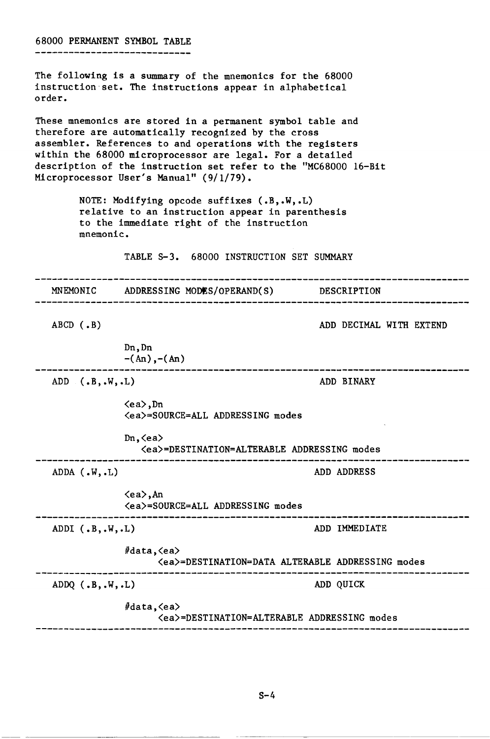## 68000 PERMANENT SYMBOL TABLE

The following is a summary of the mnemonics for the 68000 instruction set. The instructions appear in alphabetical order.

These mnemonics are stored in a permanent symbol table and therefore are automatically recognized by the cross assembler. References to and operations with the registers within the 68000 microprocessor are legal. For a detailed description of the instruction set refer to the "MC68000 16-Bit Microprocessor User's Manual" (9/1/79).

> NOTE: Modifying opcode suffixes (.B,.W,.L) relative to an instruction appear in parenthesis to the immediate right of the instruction mnemonic.

TABLE S-3. 68000 INSTRUCTION SET SUMMARY

| MNEMONIC | ADDRESSING MODES/OPERAND(S) | DESCRIPTION |
|---|---|---|
| ABCD (.B) | Dn,Dn<br>-(An),-(An) | ADD DECIMAL WITH EXTEND |
| ADD (.B,.W,.L) | <ea>,Dn<br><ea>=SOURCE=ALL ADDRESSING modes<br><br>Dn,<ea><br><ea>=DESTINATION=ALTERABLE ADDRESSING modes | ADD BINARY |
| ADDA (.W,.L) | <ea>,An<br><ea>=SOURCE=ALL ADDRESSING modes | ADD ADDRESS |
| ADDI (.B,.W,.L) | #data,<ea><br><ea>=DESTINATION=DATA ALTERABLE ADDRESSING modes | ADD IMMEDIATE |
| ADDQ (.B,.W,.L) | #data,<ea><br><ea>=DESTINATION=ALTERABLE ADDRESSING modes | ADD QUICK |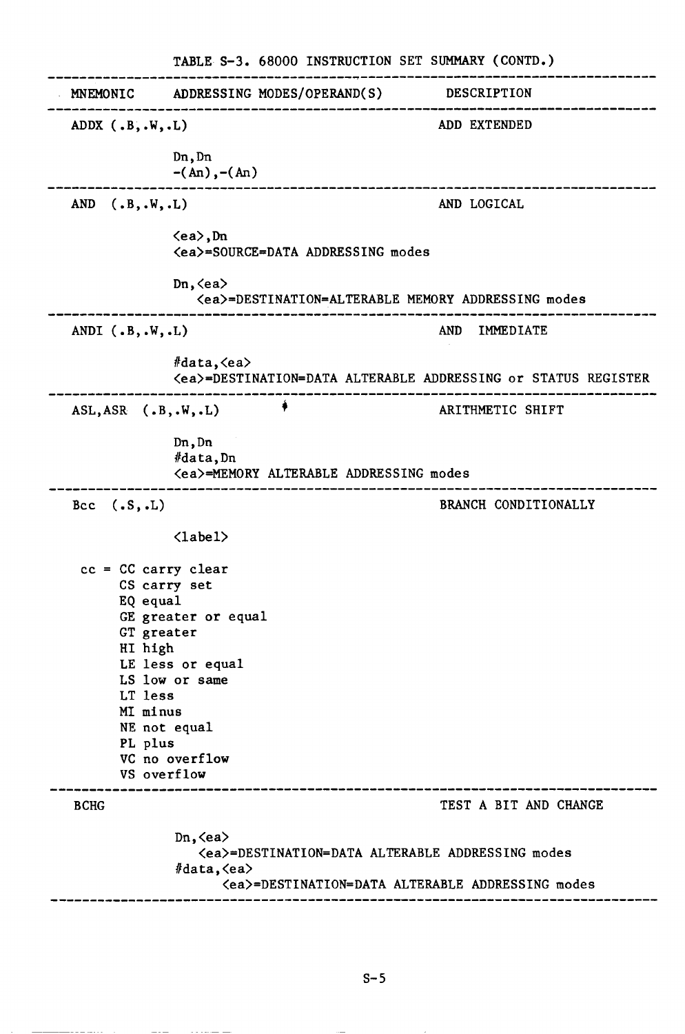TABLE S-3. 68000 INSTRUCTION SET SUMMARY (CONTD.)

| MNEMONIC | ADDRESSING MODES/OPERAND(S) | DESCRIPTION |
|---|---|---|
| ADDX (.B,.W,.L) | | ADD EXTENDED |
| | Dn,Dn | |
| | -(An),-(An) | |
| AND (.B,.W,.L) | | AND LOGICAL |
| | <ea>,Dn | |
| | <ea>=SOURCE=DATA ADDRESSING modes | |
| | Dn,<ea> | |
| | <ea>=DESTINATION=ALTERABLE MEMORY ADDRESSING modes | |
| ANDI (.B,.W,.L) | | AND IMMEDIATE |
| | #data,<ea> | |
| | <ea>=DESTINATION=DATA ALTERABLE ADDRESSING or STATUS REGISTER | |
| ASL,ASR (.B,.W,.L) | | ARITHMETIC SHIFT |
| | Dn,Dn | |
| | #data,Dn | |
| | <ea>=MEMORY ALTERABLE ADDRESSING modes | |
| Bcc (.S,.L) | | BRANCH CONDITIONALLY |
| | <label> | |
| BCHG | | TEST A BIT AND CHANGE |
| | Dn,<ea> | |
| | <ea>=DESTINATION=DATA ALTERABLE ADDRESSING modes | |
| | #data,<ea> | |
| | <ea>=DESTINATION=DATA ALTERABLE ADDRESSING modes | |

cc = CC carry clear
- CS carry set
- EQ equal
- GE greater or equal
- GT greater
- HI high
- LE less or equal
- LS low or same
- LT less
- MI minus
- NE not equal
- PL plus
- VC no overflow
- VS overflow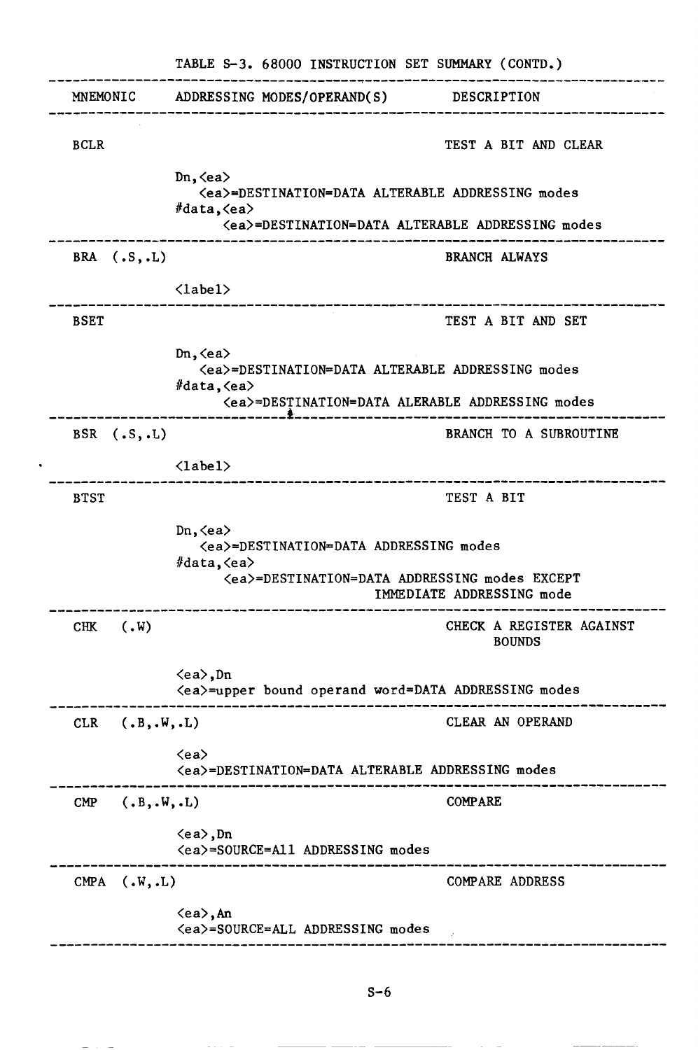TABLE S-3. 68000 INSTRUCTION SET SUMMARY (CONTD.)

| MNEMONIC | ADDRESSING MODES/OPERAND(S) | DESCRIPTION |
|---|---|---|
| BCLR | Dn,<ea><br><ea>=DESTINATION=DATA ALTERABLE ADDRESSING modes<br>#data,<ea><br><ea>=DESTINATION=DATA ALTERABLE ADDRESSING modes | TEST A BIT AND CLEAR |
| BRA (.S,.L) | <label> | BRANCH ALWAYS |
| BSET | Dn,<ea><br><ea>=DESTINATION=DATA ALTERABLE ADDRESSING modes<br>#data,<ea><br><ea>=DESTINATION=DATA ALERABLE ADDRESSING modes | TEST A BIT AND SET |
| BSR (.S,.L) | <label> | BRANCH TO A SUBROUTINE |
| BTST | Dn,<ea><br><ea>=DESTINATION=DATA ADDRESSING modes<br>#data,<ea><br><ea>=DESTINATION=DATA ADDRESSING modes EXCEPT IMMEDIATE ADDRESSING mode | TEST A BIT |
| CHK (.W) | <ea>,Dn<br><ea>=upper bound operand word=DATA ADDRESSING modes | CHECK A REGISTER AGAINST BOUNDS |
| CLR (.B,.W,.L) | <ea><br><ea>=DESTINATION=DATA ALTERABLE ADDRESSING modes | CLEAR AN OPERAND |
| CMP (.B,.W,.L) | <ea>,Dn<br><ea>=SOURCE=All ADDRESSING modes | COMPARE |
| CMPA (.W,.L) | <ea>,An<br><ea>=SOURCE=ALL ADDRESSING modes | COMPARE ADDRESS |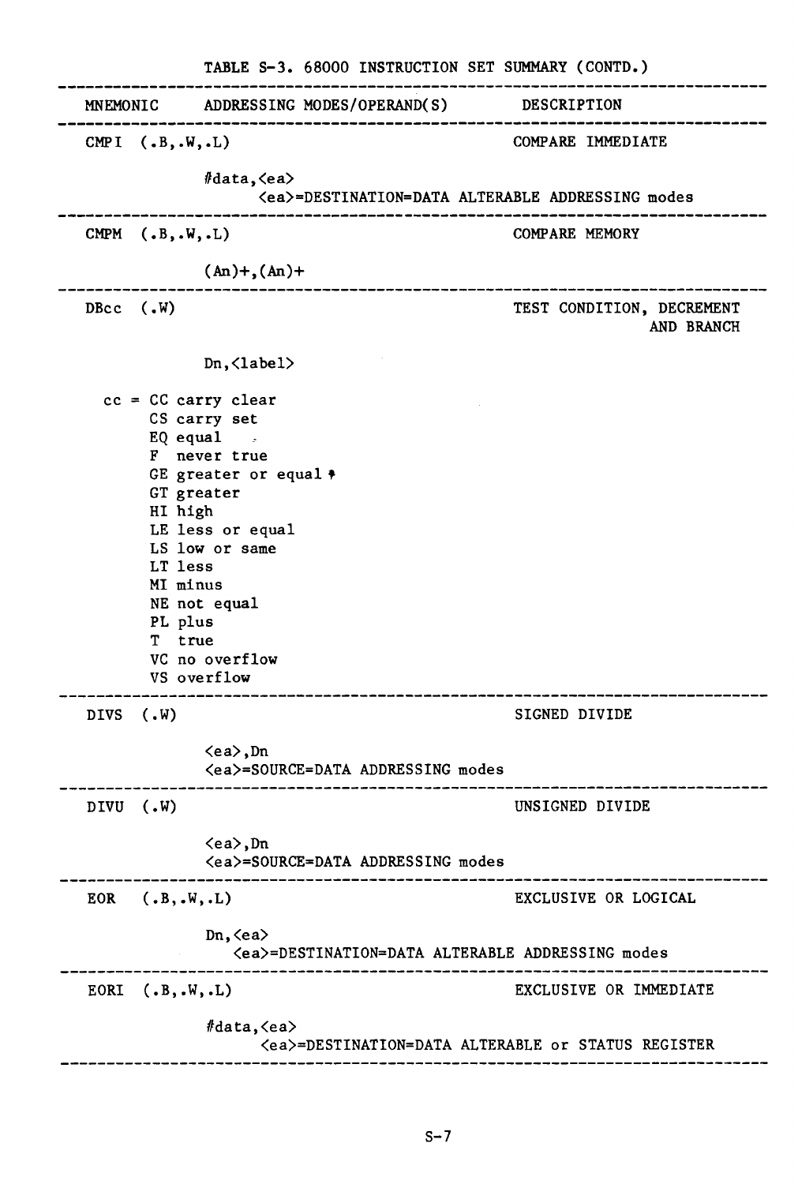TABLE S-3. 68000 INSTRUCTION SET SUMMARY (CONTD.)

| MNEMONIC | ADDRESSING MODES/OPERAND(S) | DESCRIPTION |
|---|---|---|
| CMPI (.B,.W,.L) | #data,<ea><br><ea>=DESTINATION=DATA ALTERABLE ADDRESSING modes | COMPARE IMMEDIATE |
| CMPM (.B,.W,.L) | (An)+,(An)+ | COMPARE MEMORY |
| DBcc (.W) | Dn,<label><br>cc = CC carry clear<br>CS carry set<br>EQ equal<br>F never true<br>GE greater or equal<br>GT greater<br>HI high<br>LE less or equal<br>LS low or same<br>LT less<br>MI minus<br>NE not equal<br>PL plus<br>T true<br>VC no overflow<br>VS overflow | TEST CONDITION, DECREMENT AND BRANCH |
| DIVS (.W) | <ea>,Dn<br><ea>=SOURCE=DATA ADDRESSING modes | SIGNED DIVIDE |
| DIVU (.W) | <ea>,Dn<br><ea>=SOURCE=DATA ADDRESSING modes | UNSIGNED DIVIDE |
| EOR (.B,.W,.L) | Dn,<ea><br><ea>=DESTINATION=DATA ALTERABLE ADDRESSING modes | EXCLUSIVE OR LOGICAL |
| EORI (.B,.W,.L) | #data,<ea><br><ea>=DESTINATION=DATA ALTERABLE or STATUS REGISTER | EXCLUSIVE OR IMMEDIATE |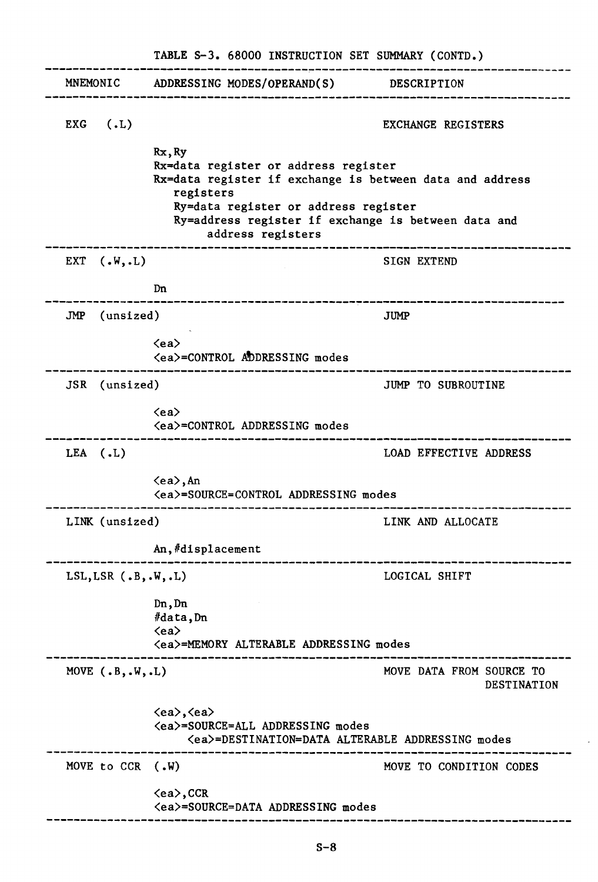TABLE S-3. 68000 INSTRUCTION SET SUMMARY (CONTD.)

| MNEMONIC | ADDRESSING MODES/OPERAND(S) | DESCRIPTION |
|---|---|---|
| EXG (.L) | Rx,Ry<br>Rx=data register or address register<br>Rx=data register if exchange is between data and address registers<br>Ry=data register or address register<br>Ry=address register if exchange is between data and address registers | EXCHANGE REGISTERS |
| EXT (.W,.L) | Dn | SIGN EXTEND |
| JMP (unsized) | <ea><br><ea>=CONTROL ADDRESSING modes | JUMP |
| JSR (unsized) | <ea><br><ea>=CONTROL ADDRESSING modes | JUMP TO SUBROUTINE |
| LEA (.L) | <ea>,An<br><ea>=SOURCE=CONTROL ADDRESSING modes | LOAD EFFECTIVE ADDRESS |
| LINK (unsized) | An,#displacement | LINK AND ALLOCATE |
| LSL,LSR (.B,.W,.L) | Dn,Dn<br>#data,Dn<br><ea><br><ea>=MEMORY ALTERABLE ADDRESSING modes | LOGICAL SHIFT |
| MOVE (.B,.W,.L) | <ea>,<ea><br><ea>=SOURCE=ALL ADDRESSING modes<br><ea>=DESTINATION=DATA ALTERABLE ADDRESSING modes | MOVE DATA FROM SOURCE TO DESTINATION |
| MOVE to CCR (.W) | <ea>,CCR<br><ea>=SOURCE=DATA ADDRESSING modes | MOVE TO CONDITION CODES |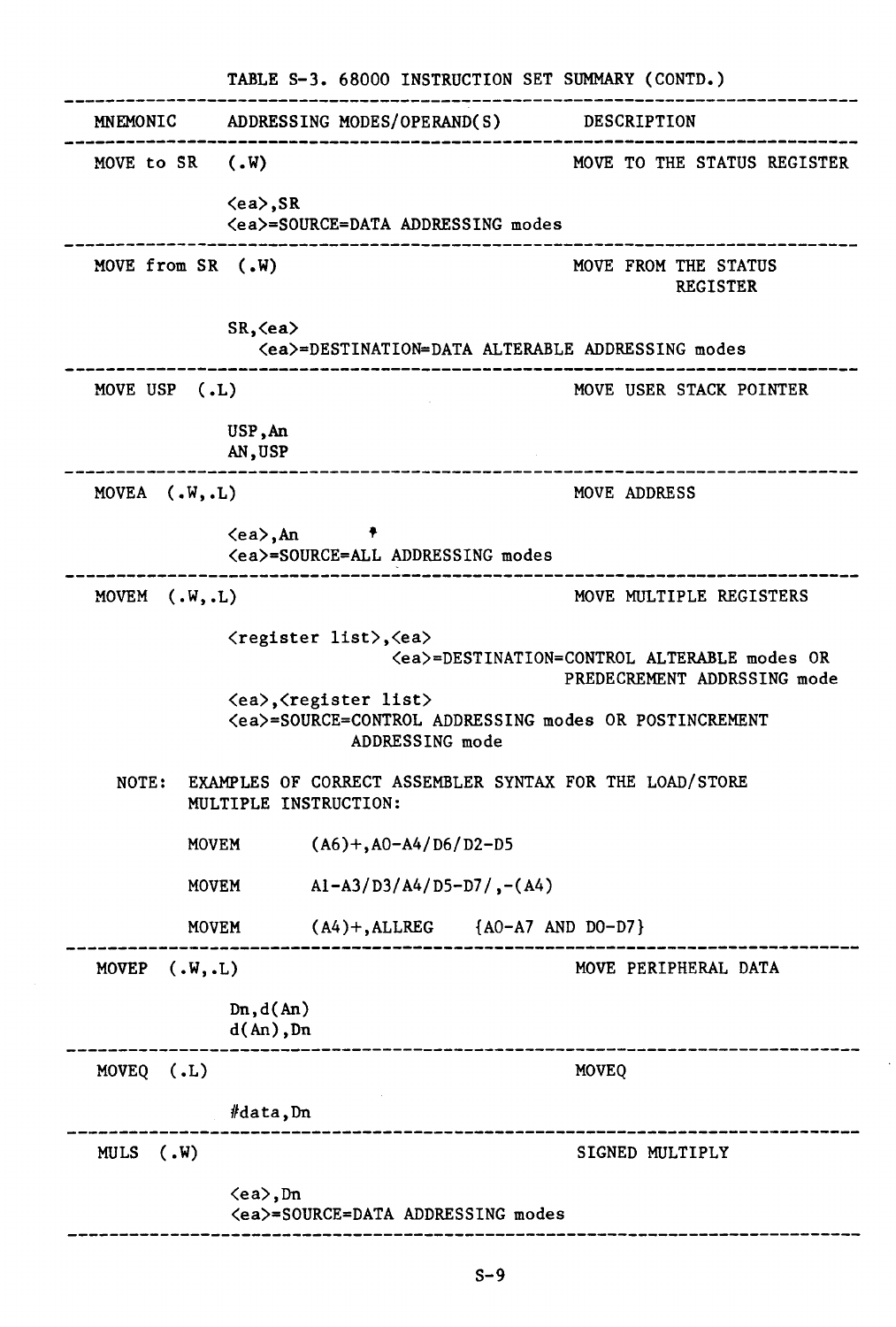TABLE S-3. 68000 INSTRUCTION SET SUMMARY (CONTD.)

| MNEMONIC | ADDRESSING MODES/OPERAND(S) | DESCRIPTION |
|---|---|---|
| MOVE to SR (.W) | <ea>,SR<br><ea>=SOURCE=DATA ADDRESSING modes | MOVE TO THE STATUS REGISTER |
| MOVE from SR (.W) | SR,<ea><br><ea>=DESTINATION=DATA ALTERABLE ADDRESSING modes | MOVE FROM THE STATUS REGISTER |
| MOVE USP (.L) | USP,An<br>AN,USP | MOVE USER STACK POINTER |
| MOVEA (.W,.L) | <ea>,An<br><ea>=SOURCE=ALL ADDRESSING modes | MOVE ADDRESS |
| MOVEM (.W,.L) | <register list>,<ea><br><ea>=DESTINATION=CONTROL ALTERABLE modes OR PREDECREMENT ADDRSSING mode<br><ea>,<register list><br><ea>=SOURCE=CONTROL ADDRESSING modes OR POSTINCREMENT ADDRESSING mode | MOVE MULTIPLE REGISTERS |
| MOVEP (.W,.L) | Dn,d(An)<br>d(An),Dn | MOVE PERIPHERAL DATA |
| MOVEQ (.L) | #data,Dn | MOVEQ |
| MULS (.W) | <ea>,Dn<br><ea>=SOURCE=DATA ADDRESSING modes | SIGNED MULTIPLY |

NOTE: EXAMPLES OF CORRECT ASSEMBLER SYNTAX FOR THE LOAD/STORE MULTIPLE INSTRUCTION:

```
MOVEM       (A6)+,A0-A4/D6/D2-D5

MOVEM       A1-A3/D3/A4/D5-D7/,-(A4)

MOVEM       (A4)+,ALLREG     {A0-A7 AND D0-D7}
```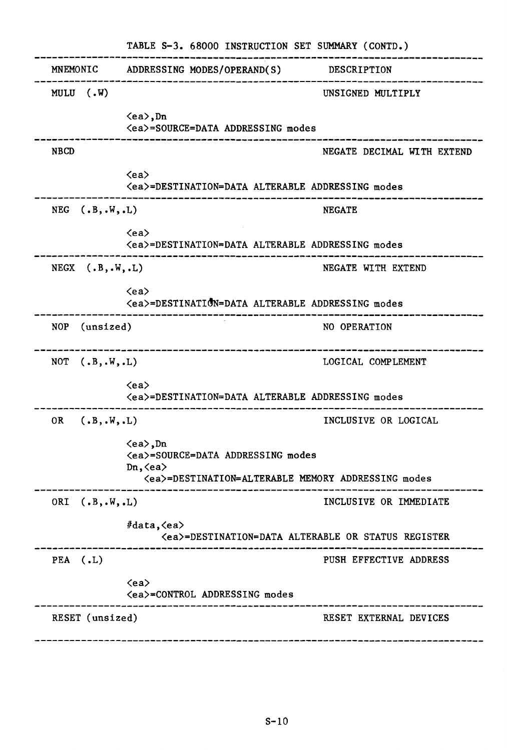TABLE S-3. 68000 INSTRUCTION SET SUMMARY (CONTD.)

| MNEMONIC | ADDRESSING MODES/OPERAND(S) | DESCRIPTION |
|---|---|---|
| MULU (.W) | <ea>,Dn<br><ea>=SOURCE=DATA ADDRESSING modes | UNSIGNED MULTIPLY |
| NBCD | <ea><br><ea>=DESTINATION=DATA ALTERABLE ADDRESSING modes | NEGATE DECIMAL WITH EXTEND |
| NEG (.B,.W,.L) | <ea><br><ea>=DESTINATION=DATA ALTERABLE ADDRESSING modes | NEGATE |
| NEGX (.B,.W,.L) | <ea><br><ea>=DESTINATION=DATA ALTERABLE ADDRESSING modes | NEGATE WITH EXTEND |
| NOP (unsized) | | NO OPERATION |
| NOT (.B,.W,.L) | <ea><br><ea>=DESTINATION=DATA ALTERABLE ADDRESSING modes | LOGICAL COMPLEMENT |
| OR (.B,.W,.L) | <ea>,Dn<br><ea>=SOURCE=DATA ADDRESSING modes<br>Dn,<ea><br><ea>=DESTINATION=ALTERABLE MEMORY ADDRESSING modes | INCLUSIVE OR LOGICAL |
| ORI (.B,.W,.L) | #data,<ea><br><ea>=DESTINATION=DATA ALTERABLE OR STATUS REGISTER | INCLUSIVE OR IMMEDIATE |
| PEA (.L) | <ea><br><ea>=CONTROL ADDRESSING modes | PUSH EFFECTIVE ADDRESS |
| RESET (unsized) | | RESET EXTERNAL DEVICES |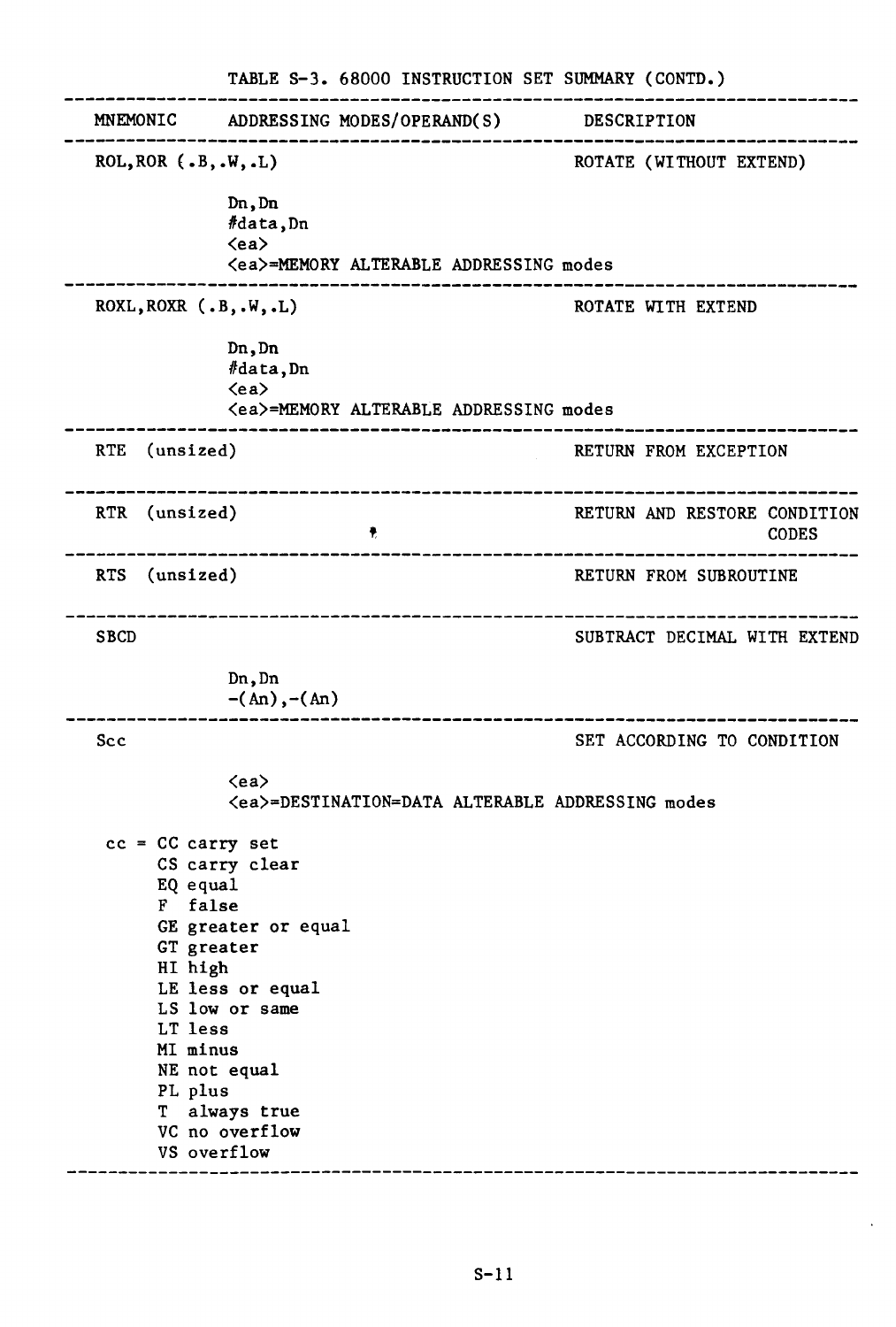TABLE S-3. 68000 INSTRUCTION SET SUMMARY (CONTD.)

| MNEMONIC | ADDRESSING MODES/OPERAND(S) | DESCRIPTION |
|---|---|---|
| ROL,ROR (.B,.W,.L) | Dn,Dn<br>#data,Dn<br><ea><br><ea>=MEMORY ALTERABLE ADDRESSING modes | ROTATE (WITHOUT EXTEND) |
| ROXL,ROXR (.B,.W,.L) | Dn,Dn<br>#data,Dn<br><ea><br><ea>=MEMORY ALTERABLE ADDRESSING modes | ROTATE WITH EXTEND |
| RTE (unsized) | | RETURN FROM EXCEPTION |
| RTR (unsized) | | RETURN AND RESTORE CONDITION CODES |
| RTS (unsized) | | RETURN FROM SUBROUTINE |
| SBCD | Dn,Dn<br>-(An),-(An) | SUBTRACT DECIMAL WITH EXTEND |
| Scc | <ea><br><ea>=DESTINATION=DATA ALTERABLE ADDRESSING modes | SET ACCORDING TO CONDITION |

cc = CC carry set
- CS carry clear
- EQ equal
- F false
- GE greater or equal
- GT greater
- HI high
- LE less or equal
- LS low or same
- LT less
- MI minus
- NE not equal
- PL plus
- T always true
- VC no overflow
- VS overflow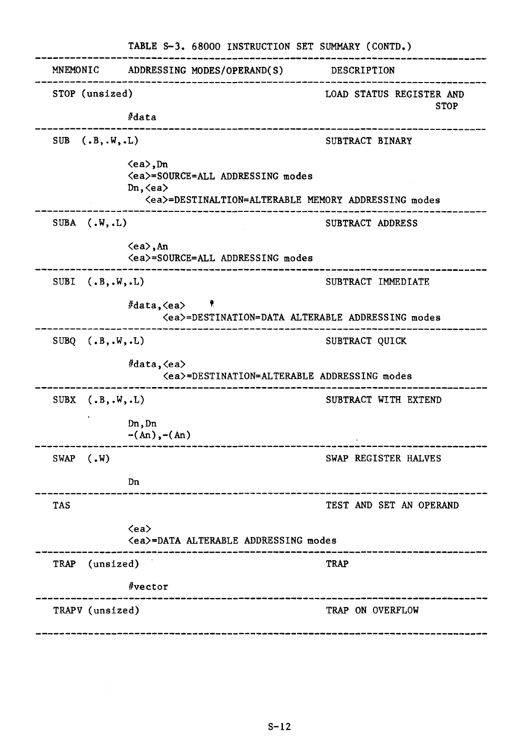TABLE S-3. 68000 INSTRUCTION SET SUMMARY (CONTD.)

| MNEMONIC | ADDRESSING MODES/OPERAND(S) | DESCRIPTION |
| --- | --- | --- |
| STOP (unsized) | #data | LOAD STATUS REGISTER AND STOP |
| SUB (.B,.W,.L) | <ea>,Dn<br><ea>=SOURCE=ALL ADDRESSING modes<br>Dn,<ea><br><ea>=DESTINALTION=ALTERABLE MEMORY ADDRESSING modes | SUBTRACT BINARY |
| SUBA (.W,.L) | <ea>,An<br><ea>=SOURCE=ALL ADDRESSING modes | SUBTRACT ADDRESS |
| SUBI (.B,.W,.L) | #data,<ea><br><ea>=DESTINATION=DATA ALTERABLE ADDRESSING modes | SUBTRACT IMMEDIATE |
| SUBQ (.B,.W,.L) | #data,<ea><br><ea>=DESTINATION=ALTERABLE ADDRESSING modes | SUBTRACT QUICK |
| SUBX (.B,.W,.L) | Dn,Dn<br>-(An),-(An) | SUBTRACT WITH EXTEND |
| SWAP (.W) | Dn | SWAP REGISTER HALVES |
| TAS | <ea><br><ea>=DATA ALTERABLE ADDRESSING modes | TEST AND SET AN OPERAND |
| TRAP (unsized) | #vector | TRAP |
| TRAPV (unsized) | | TRAP ON OVERFLOW |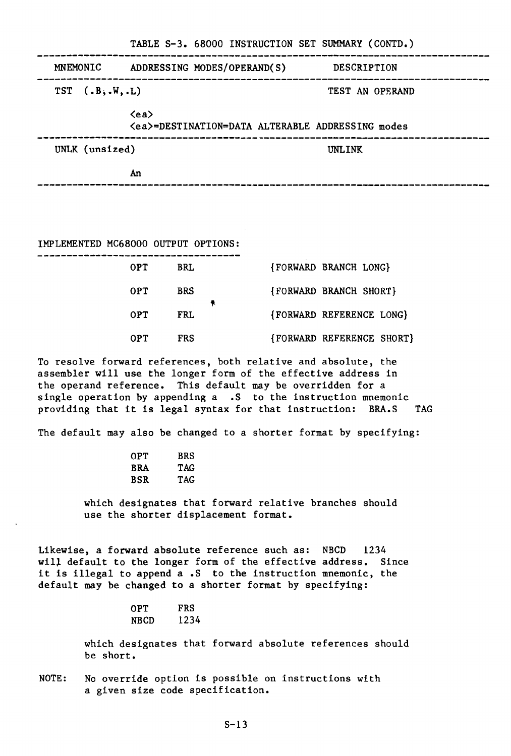TABLE S-3. 68000 INSTRUCTION SET SUMMARY (CONTD.)

| MNEMONIC | ADDRESSING MODES/OPERAND(S) | DESCRIPTION |
| --- | --- | --- |
| TST (.B,.W,.L) | | TEST AN OPERAND |
| | <ea><br><ea>=DESTINATION=DATA ALTERABLE ADDRESSING modes | |
| UNLK (unsized) | | UNLINK |
| | An | |

IMPLEMENTED MC68000 OUTPUT OPTIONS:

```
OPT     BRL          {FORWARD BRANCH LONG}

OPT     BRS          {FORWARD BRANCH SHORT}

OPT     FRL          {FORWARD REFERENCE LONG}

OPT     FRS          {FORWARD REFERENCE SHORT}
```

To resolve forward references, both relative and absolute, the assembler will use the longer form of the effective address in the operand reference. This default may be overridden for a single operation by appending a .S to the instruction mnemonic providing that it is legal syntax for that instruction: BRA.S TAG

The default may also be changed to a shorter format by specifying:

```
OPT     BRS
BRA     TAG
BSR     TAG
```

which designates that forward relative branches should use the shorter displacement format.

Likewise, a forward absolute reference such as: NBCD 1234 will default to the longer form of the effective address. Since it is illegal to append a .S to the instruction mnemonic, the default may be changed to a shorter format by specifying:

```
OPT     FRS
NBCD    1234
```

which designates that forward absolute references should be short.

NOTE: No override option is possible on instructions with a given size code specification.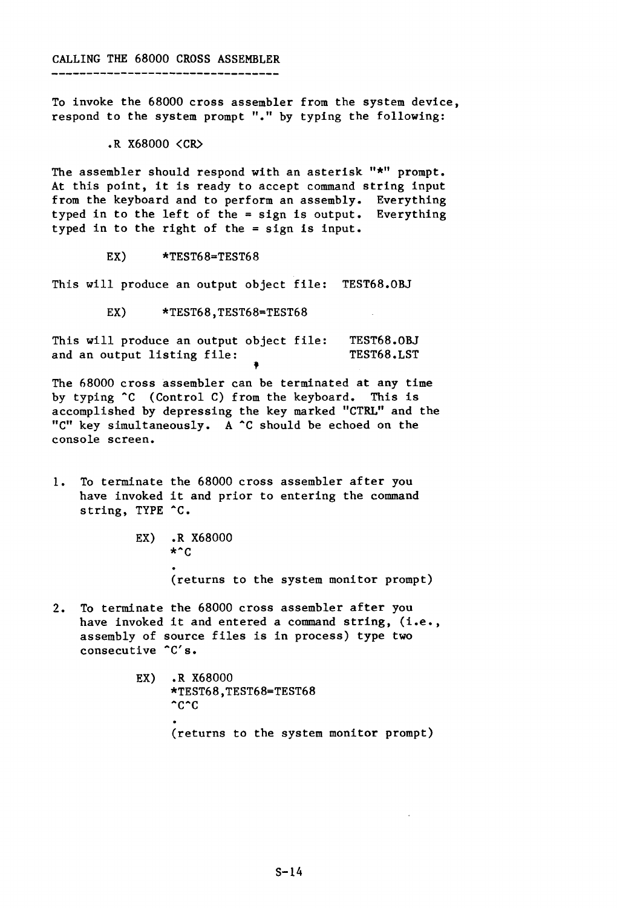## CALLING THE 68000 CROSS ASSEMBLER

To invoke the 68000 cross assembler from the system device, respond to the system prompt "." by typing the following:

```
.R X68000 <CR>
```

The assembler should respond with an asterisk "*" prompt. At this point, it is ready to accept command string input from the keyboard and to perform an assembly. Everything typed in to the left of the = sign is output. Everything typed in to the right of the = sign is input.

```
EX)     *TEST68=TEST68
```

This will produce an output object file: TEST68.OBJ

```
EX)     *TEST68,TEST68=TEST68
```

This will produce an output object file: TEST68.OBJ
and an output listing file: TEST68.LST

The 68000 cross assembler can be terminated at any time by typing ^C (Control C) from the keyboard. This is accomplished by depressing the key marked "CTRL" and the "C" key simultaneously. A ^C should be echoed on the console screen.

1. To terminate the 68000 cross assembler after you have invoked it and prior to entering the command string, TYPE ^C.

```
EX) .R X68000
    *^C
    .
    (returns to the system monitor prompt)
```

2. To terminate the 68000 cross assembler after you have invoked it and entered a command string, (i.e., assembly of source files is in process) type two consecutive ^C's.

```
EX) .R X68000
    *TEST68,TEST68=TEST68
    ^C^C
    .
    (returns to the system monitor prompt)
```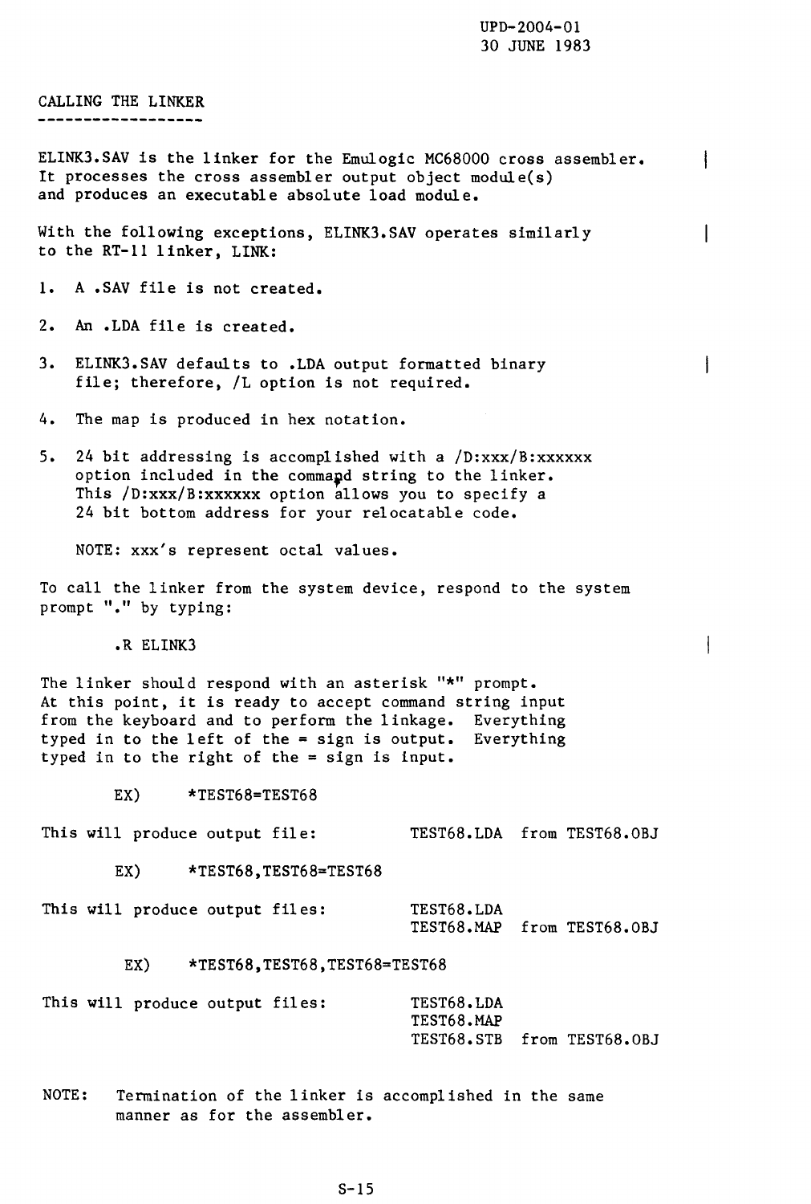## CALLING THE LINKER

ELINK3.SAV is the linker for the Emulogic MC68000 cross assembler. It processes the cross assembler output object module(s) and produces an executable absolute load module.

With the following exceptions, ELINK3.SAV operates similarly to the RT-11 linker, LINK:

1. A .SAV file is not created.
2. An .LDA file is created.
3. ELINK3.SAV defaults to .LDA output formatted binary file; therefore, /L option is not required.
4. The map is produced in hex notation.
5. 24 bit addressing is accomplished with a /D:xxx/B:xxxxxx option included in the command string to the linker. This /D:xxx/B:xxxxxx option allows you to specify a 24 bit bottom address for your relocatable code.

   NOTE: xxx's represent octal values.

To call the linker from the system device, respond to the system prompt "." by typing:

```
.R ELINK3
```

The linker should respond with an asterisk "*" prompt. At this point, it is ready to accept command string input from the keyboard and to perform the linkage. Everything typed in to the left of the = sign is output. Everything typed in to the right of the = sign is input.

```
EX)    *TEST68=TEST68
```

This will produce output file: TEST68.LDA from TEST68.OBJ

```
EX)    *TEST68,TEST68=TEST68
```

This will produce output files: TEST68.LDA
TEST68.MAP from TEST68.OBJ

```
EX)    *TEST68,TEST68,TEST68=TEST68
```

This will produce output files: TEST68.LDA
TEST68.MAP
TEST68.STB from TEST68.OBJ

NOTE: Termination of the linker is accomplished in the same manner as for the assembler.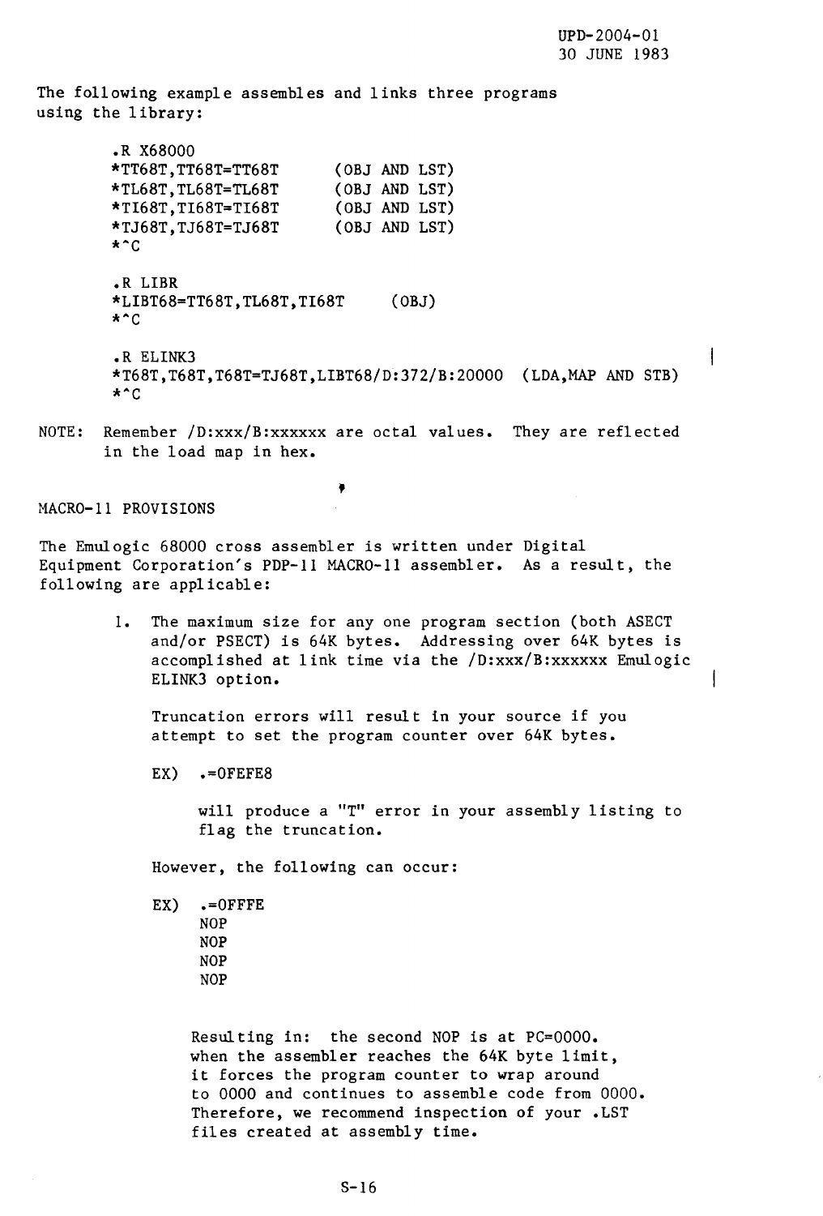The following example assembles and links three programs using the library:

```
.R X68000
*TT68T,TT68T=TT68T      (OBJ AND LST)
*TL68T,TL68T=TL68T      (OBJ AND LST)
*TI68T,TI68T=TI68T      (OBJ AND LST)
*TJ68T,TJ68T=TJ68T      (OBJ AND LST)
*^C

.R LIBR
*LIBT68=TT68T,TL68T,TI68T     (OBJ)
*^C

.R ELINK3
*T68T,T68T,T68T=TJ68T,LIBT68/D:372/B:20000  (LDA,MAP AND STB)
*^C
```

NOTE: Remember /D:xxx/B:xxxxxx are octal values. They are reflected in the load map in hex.

MACRO-11 PROVISIONS

The Emulogic 68000 cross assembler is written under Digital Equipment Corporation's PDP-11 MACRO-11 assembler. As a result, the following are applicable:

1. The maximum size for any one program section (both ASECT and/or PSECT) is 64K bytes. Addressing over 64K bytes is accomplished at link time via the /D:xxx/B:xxxxxx Emulogic ELINK3 option.

   Truncation errors will result in your source if you attempt to set the program counter over 64K bytes.

   ```
   EX)  .=0FEFE8
   ```

   will produce a "T" error in your assembly listing to flag the truncation.

   However, the following can occur:

   ```
   EX)  .=0FFFE
        NOP
        NOP
        NOP
        NOP
   ```

   Resulting in: the second NOP is at PC=0000. when the assembler reaches the 64K byte limit, it forces the program counter to wrap around to 0000 and continues to assemble code from 0000. Therefore, we recommend inspection of your .LST files created at assembly time.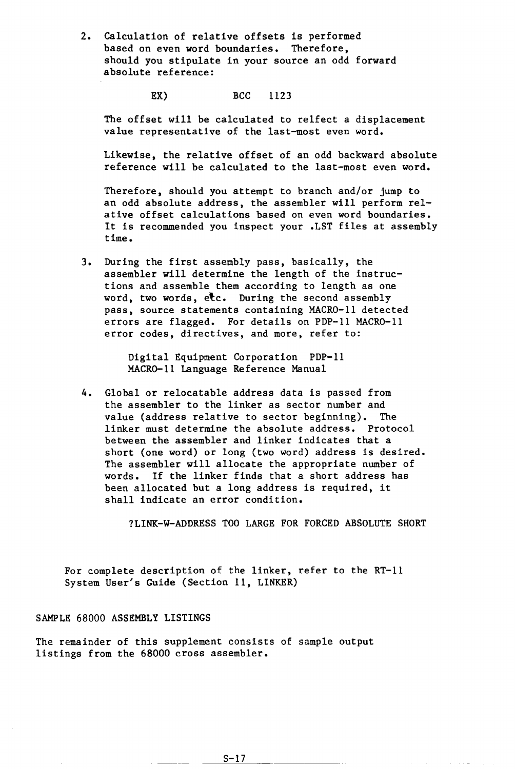2. Calculation of relative offsets is performed based on even word boundaries. Therefore, should you stipulate in your source an odd forward absolute reference:

   ```
   EX)          BCC   1123
   ```

   The offset will be calculated to relfect a displacement value representative of the last-most even word.

   Likewise, the relative offset of an odd backward absolute reference will be calculated to the last-most even word.

   Therefore, should you attempt to branch and/or jump to an odd absolute address, the assembler will perform relative offset calculations based on even word boundaries. It is recommended you inspect your .LST files at assembly time.

3. During the first assembly pass, basically, the assembler will determine the length of the instructions and assemble them according to length as one word, two words, etc. During the second assembly pass, source statements containing MACRO-11 detected errors are flagged. For details on PDP-11 MACRO-11 error codes, directives, and more, refer to:

   Digital Equipment Corporation PDP-11
   MACRO-11 Language Reference Manual

4. Global or relocatable address data is passed from the assembler to the linker as sector number and value (address relative to sector beginning). The linker must determine the absolute address. Protocol between the assembler and linker indicates that a short (one word) or long (two word) address is desired. The assembler will allocate the appropriate number of words. If the linker finds that a short address has been allocated but a long address is required, it shall indicate an error condition.

   ```
   ?LINK-W-ADDRESS TOO LARGE FOR FORCED ABSOLUTE SHORT
   ```

For complete description of the linker, refer to the RT-11 System User's Guide (Section 11, LINKER)

## SAMPLE 68000 ASSEMBLY LISTINGS

The remainder of this supplement consists of sample output listings from the 68000 cross assembler.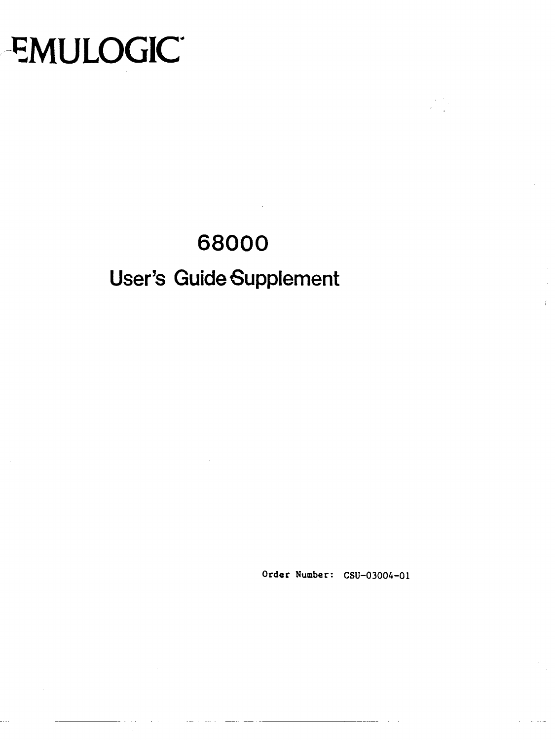# EMULOGIC

## 68000

## User's Guide Supplement

Order Number: CSU-03004-01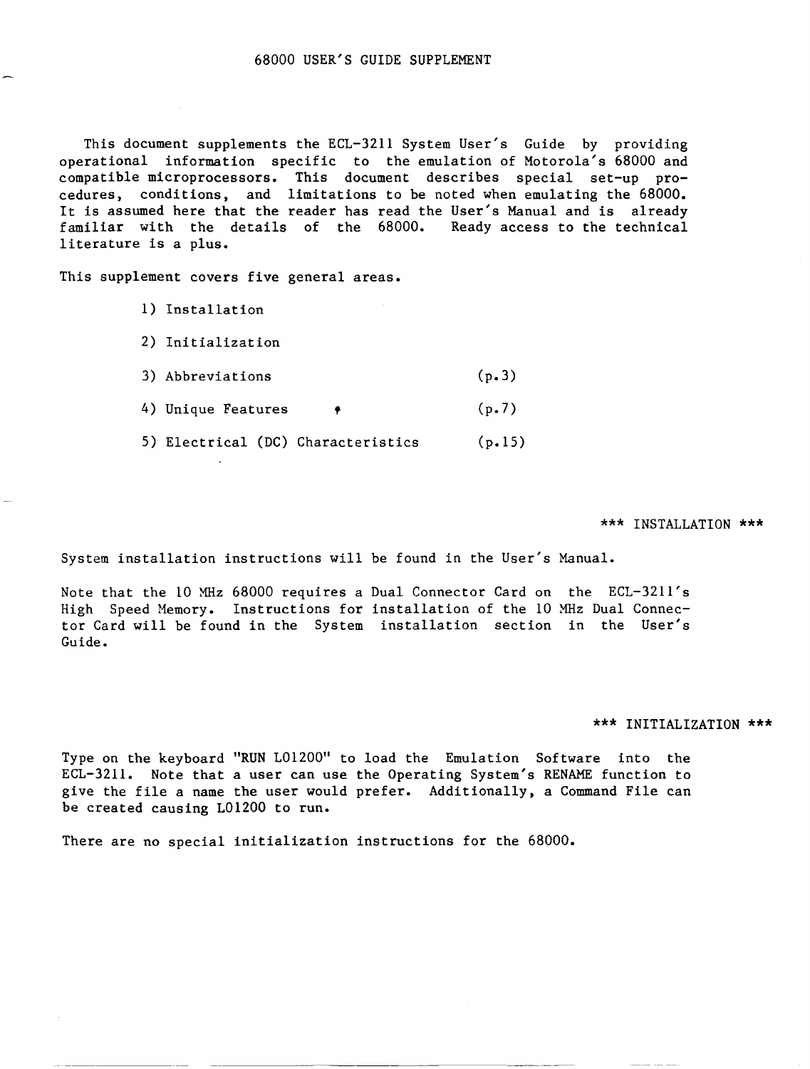# 68000 USER'S GUIDE SUPPLEMENT

This document supplements the ECL-3211 System User's Guide by providing operational information specific to the emulation of Motorola's 68000 and compatible microprocessors. This document describes special set-up procedures, conditions, and limitations to be noted when emulating the 68000. It is assumed here that the reader has read the User's Manual and is already familiar with the details of the 68000. Ready access to the technical literature is a plus.

This supplement covers five general areas.

1) Installation

2) Initialization

3) Abbreviations (p.3)

4) Unique Features (p.7)

5) Electrical (DC) Characteristics (p.15)

## *** INSTALLATION ***

System installation instructions will be found in the User's Manual.

Note that the 10 MHz 68000 requires a Dual Connector Card on the ECL-3211's High Speed Memory. Instructions for installation of the 10 MHz Dual Connector Card will be found in the System installation section in the User's Guide.

## *** INITIALIZATION ***

Type on the keyboard "RUN L01200" to load the Emulation Software into the ECL-3211. Note that a user can use the Operating System's RENAME function to give the file a name the user would prefer. Additionally, a Command File can be created causing L01200 to run.

There are no special initialization instructions for the 68000.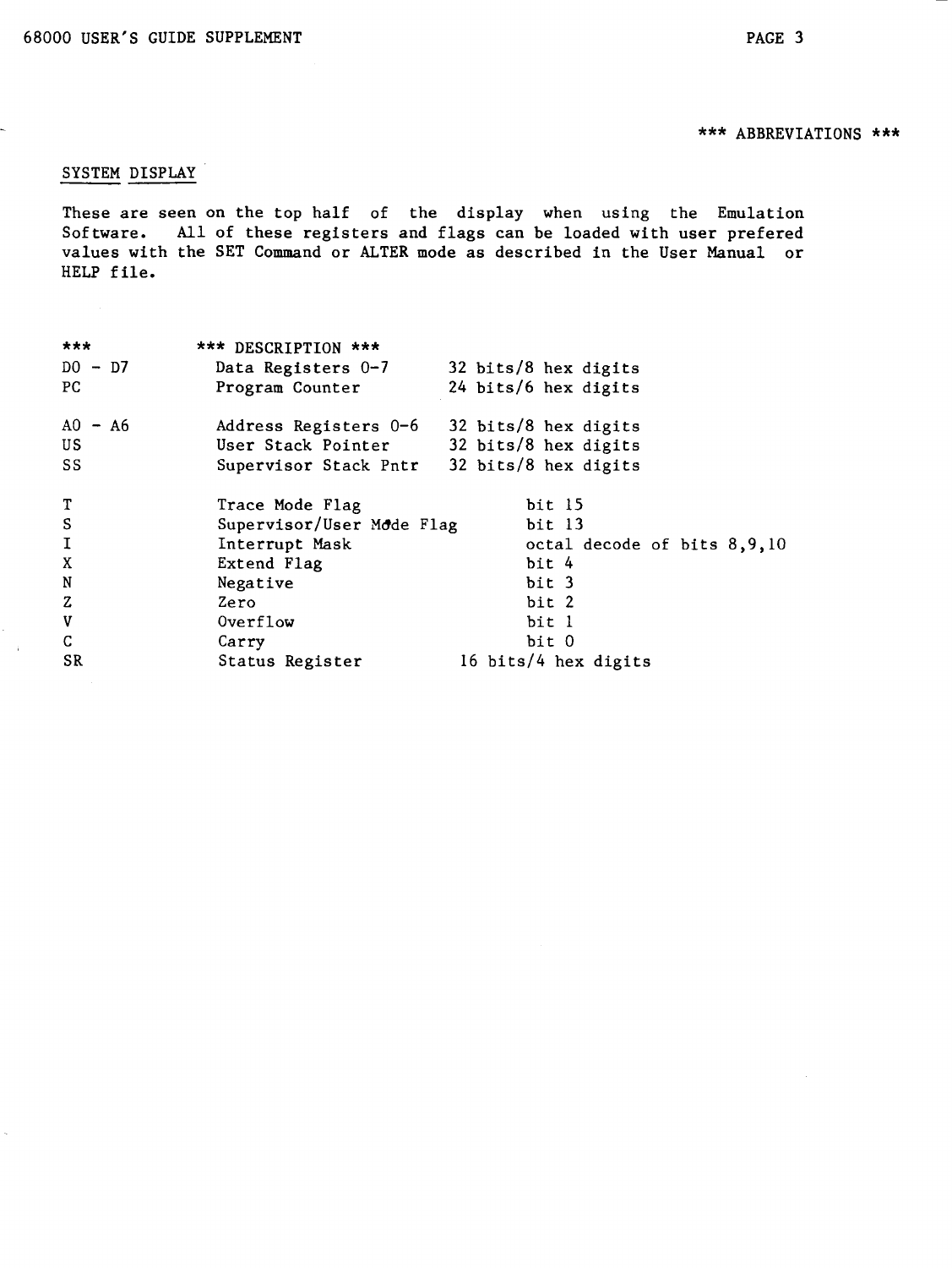*** ABBREVIATIONS ***

SYSTEM DISPLAY

These are seen on the top half of the display when using the Emulation Software. All of these registers and flags can be loaded with user prefered values with the SET Command or ALTER mode as described in the User Manual or HELP file.

| *** | *** DESCRIPTION *** | |
|---|---|---|
| D0 - D7 | Data Registers 0-7 | 32 bits/8 hex digits |
| PC | Program Counter | 24 bits/6 hex digits |
| | | |
| A0 - A6 | Address Registers 0-6 | 32 bits/8 hex digits |
| US | User Stack Pointer | 32 bits/8 hex digits |
| SS | Supervisor Stack Pntr | 32 bits/8 hex digits |
| | | |
| T | Trace Mode Flag | bit 15 |
| S | Supervisor/User Mode Flag | bit 13 |
| I | Interrupt Mask | octal decode of bits 8,9,10 |
| X | Extend Flag | bit 4 |
| N | Negative | bit 3 |
| Z | Zero | bit 2 |
| V | Overflow | bit 1 |
| C | Carry | bit 0 |
| SR | Status Register | 16 bits/4 hex digits |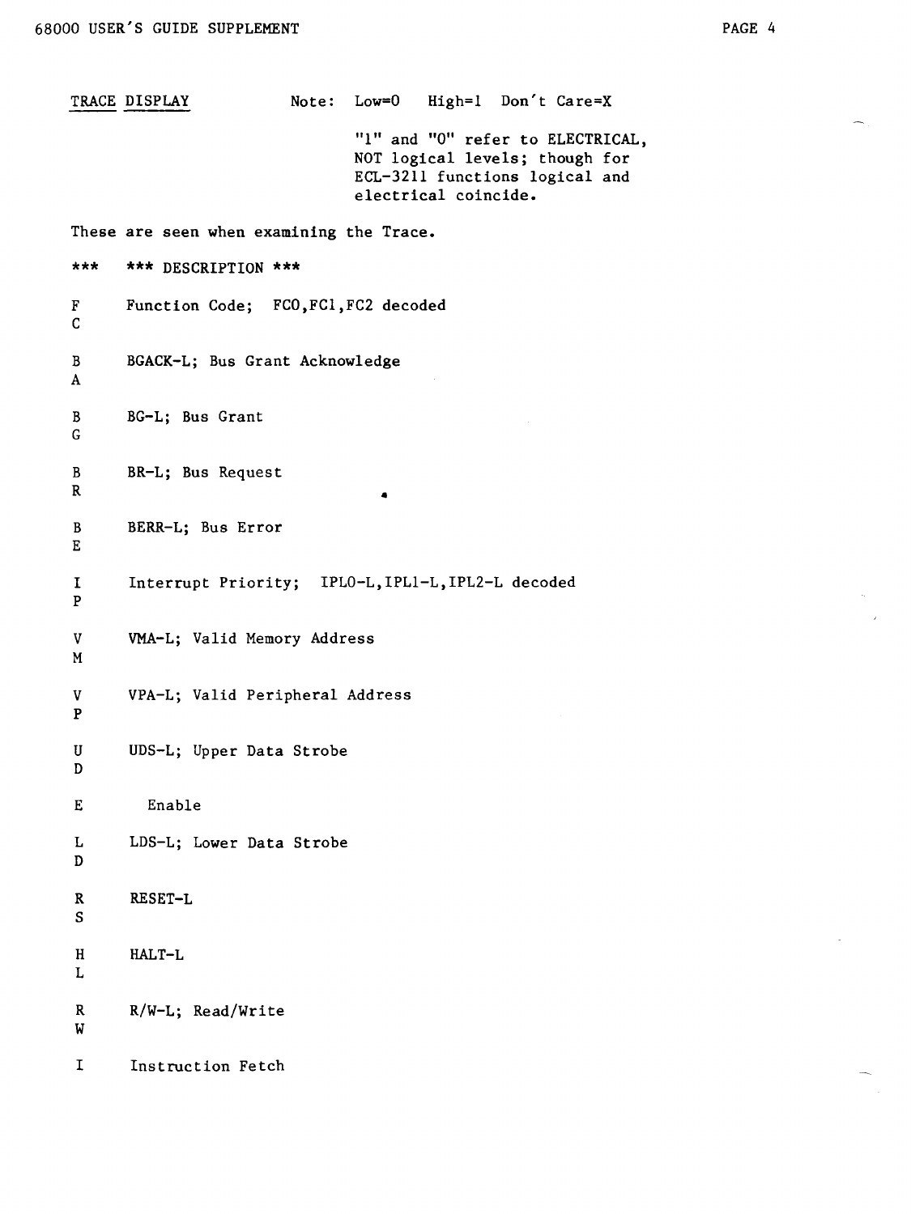TRACE DISPLAY

Note: Low=0 High=1 Don't Care=X

"1" and "0" refer to ELECTRICAL, NOT logical levels; though for ECL-3211 functions logical and electrical coincide.

These are seen when examining the Trace.

| *** | *** DESCRIPTION *** |
|---|---|
| F<br>C | Function Code; FC0,FC1,FC2 decoded |
| B<br>A | BGACK-L; Bus Grant Acknowledge |
| B<br>G | BG-L; Bus Grant |
| B<br>R | BR-L; Bus Request |
| B<br>E | BERR-L; Bus Error |
| I<br>P | Interrupt Priority; IPL0-L,IPL1-L,IPL2-L decoded |
| V<br>M | VMA-L; Valid Memory Address |
| V<br>P | VPA-L; Valid Peripheral Address |
| U<br>D | UDS-L; Upper Data Strobe |
| E | Enable |
| L<br>D | LDS-L; Lower Data Strobe |
| R<br>S | RESET-L |
| H<br>L | HALT-L |
| R<br>W | R/W-L; Read/Write |
| I | Instruction Fetch |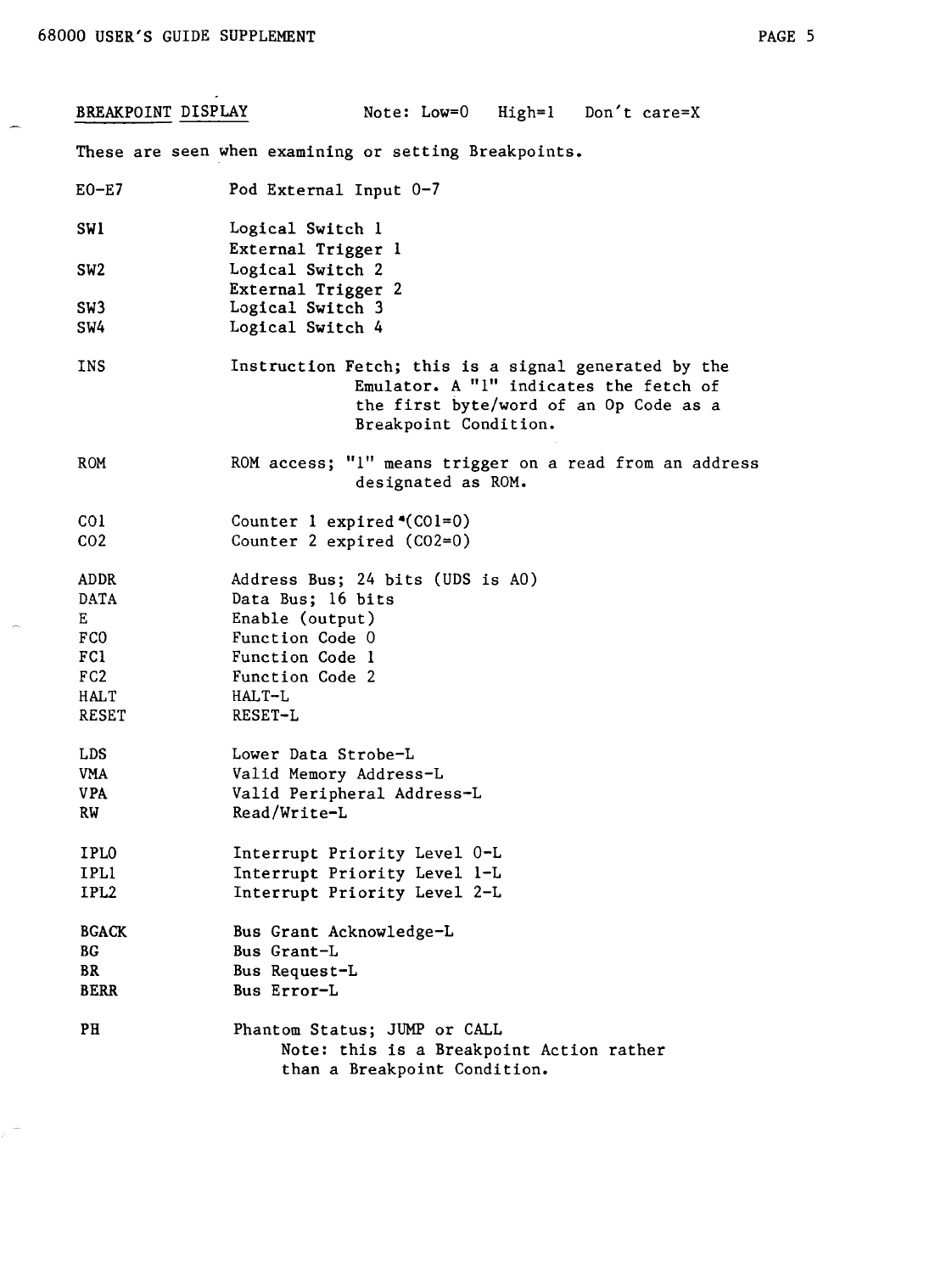## BREAKPOINT DISPLAY

Note: Low=0 High=1 Don't care=X

These are seen when examining or setting Breakpoints.

| | |
|---|---|
| E0-E7 | Pod External Input 0-7 |
| SW1 | Logical Switch 1<br>External Trigger 1 |
| SW2 | Logical Switch 2<br>External Trigger 2 |
| SW3 | Logical Switch 3 |
| SW4 | Logical Switch 4 |
| INS | Instruction Fetch; this is a signal generated by the Emulator. A "1" indicates the fetch of the first byte/word of an Op Code as a Breakpoint Condition. |
| ROM | ROM access; "1" means trigger on a read from an address designated as ROM. |
| CO1 | Counter 1 expired (CO1=0) |
| CO2 | Counter 2 expired (CO2=0) |
| ADDR | Address Bus; 24 bits (UDS is A0) |
| DATA | Data Bus; 16 bits |
| E | Enable (output) |
| FC0 | Function Code 0 |
| FC1 | Function Code 1 |
| FC2 | Function Code 2 |
| HALT | HALT-L |
| RESET | RESET-L |
| LDS | Lower Data Strobe-L |
| VMA | Valid Memory Address-L |
| VPA | Valid Peripheral Address-L |
| RW | Read/Write-L |
| IPL0 | Interrupt Priority Level 0-L |
| IPL1 | Interrupt Priority Level 1-L |
| IPL2 | Interrupt Priority Level 2-L |
| BGACK | Bus Grant Acknowledge-L |
| BG | Bus Grant-L |
| BR | Bus Request-L |
| BERR | Bus Error-L |
| PH | Phantom Status; JUMP or CALL<br>Note: this is a Breakpoint Action rather than a Breakpoint Condition. |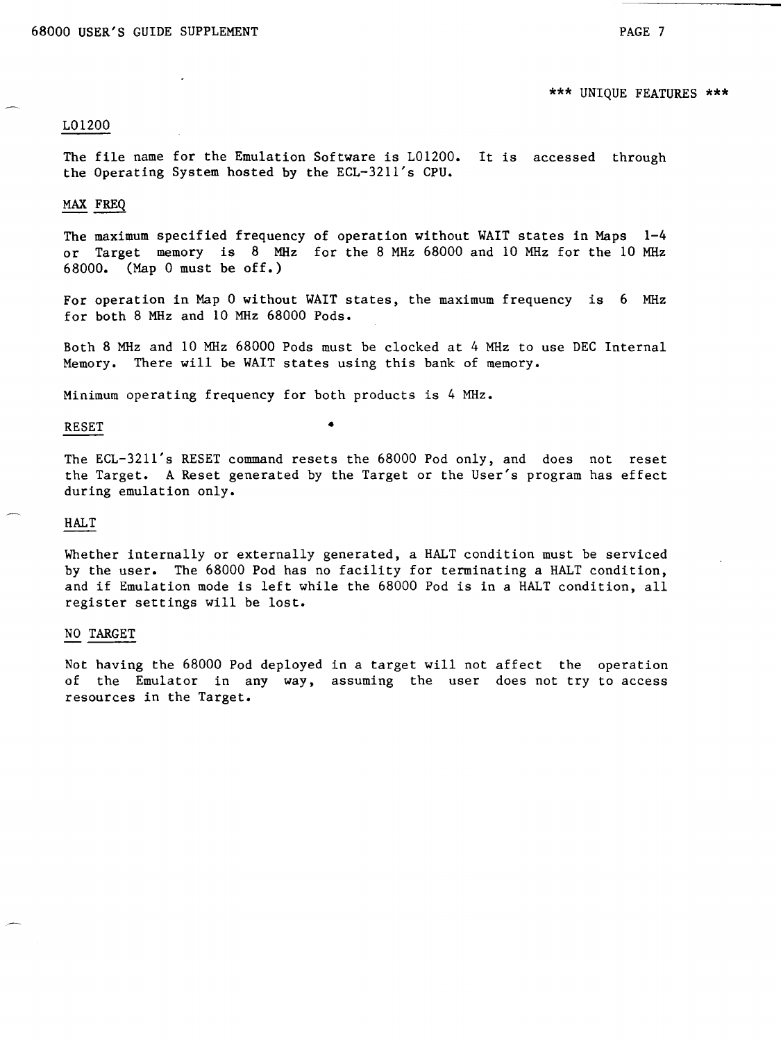\*\*\* UNIQUE FEATURES \*\*\*

## L01200

The file name for the Emulation Software is L01200. It is accessed through the Operating System hosted by the ECL-3211's CPU.

## MAX FREQ

The maximum specified frequency of operation without WAIT states in Maps 1-4 or Target memory is 8 MHz for the 8 MHz 68000 and 10 MHz for the 10 MHz 68000. (Map 0 must be off.)

For operation in Map 0 without WAIT states, the maximum frequency is 6 MHz for both 8 MHz and 10 MHz 68000 Pods.

Both 8 MHz and 10 MHz 68000 Pods must be clocked at 4 MHz to use DEC Internal Memory. There will be WAIT states using this bank of memory.

Minimum operating frequency for both products is 4 MHz.

## RESET

The ECL-3211's RESET command resets the 68000 Pod only, and does not reset the Target. A Reset generated by the Target or the User's program has effect during emulation only.

## HALT

Whether internally or externally generated, a HALT condition must be serviced by the user. The 68000 Pod has no facility for terminating a HALT condition, and if Emulation mode is left while the 68000 Pod is in a HALT condition, all register settings will be lost.

## NO TARGET

Not having the 68000 Pod deployed in a target will not affect the operation of the Emulator in any way, assuming the user does not try to access resources in the Target.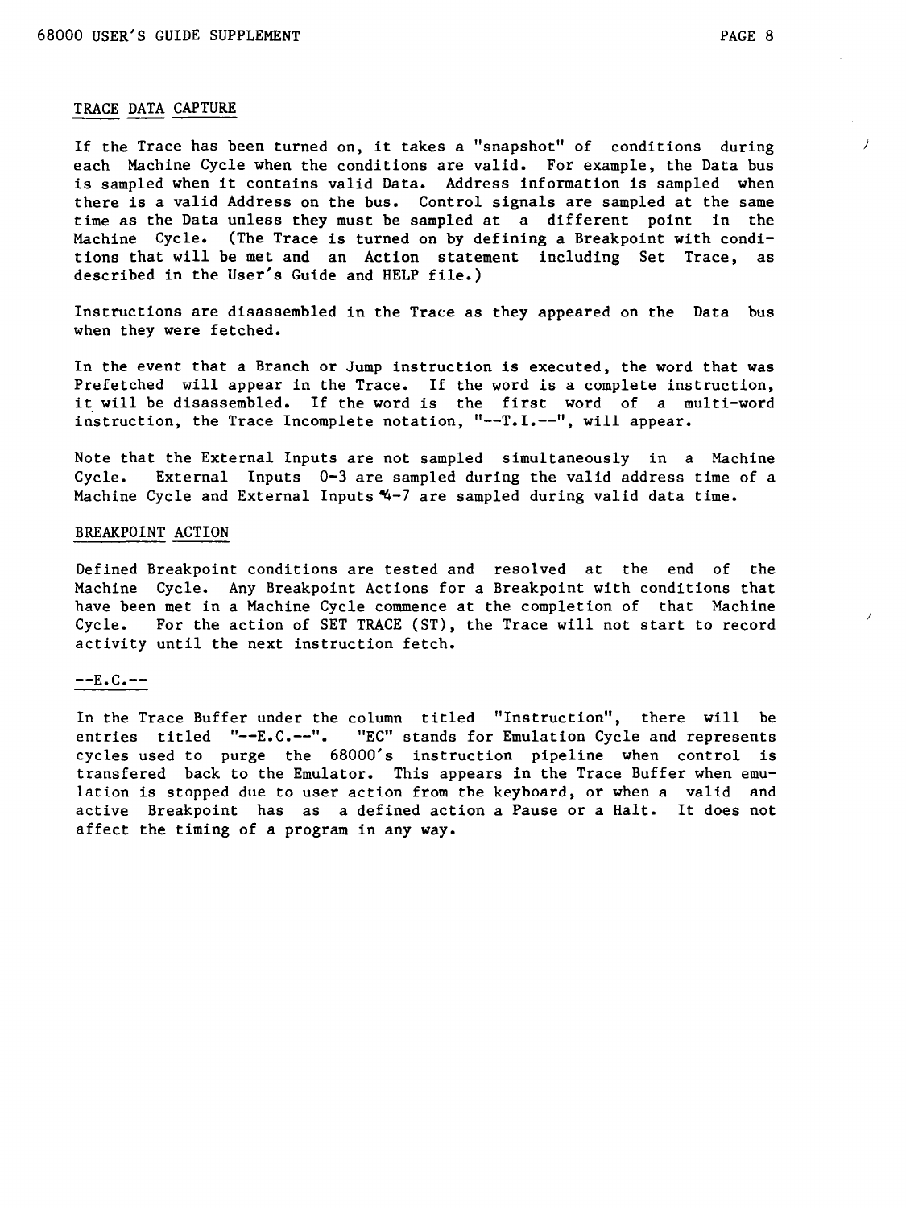## TRACE DATA CAPTURE

If the Trace has been turned on, it takes a "snapshot" of conditions during each Machine Cycle when the conditions are valid. For example, the Data bus is sampled when it contains valid Data. Address information is sampled when there is a valid Address on the bus. Control signals are sampled at the same time as the Data unless they must be sampled at a different point in the Machine Cycle. (The Trace is turned on by defining a Breakpoint with conditions that will be met and an Action statement including Set Trace, as described in the User's Guide and HELP file.)

Instructions are disassembled in the Trace as they appeared on the Data bus when they were fetched.

In the event that a Branch or Jump instruction is executed, the word that was Prefetched will appear in the Trace. If the word is a complete instruction, it will be disassembled. If the word is the first word of a multi-word instruction, the Trace Incomplete notation, "--T.I.--", will appear.

Note that the External Inputs are not sampled simultaneously in a Machine Cycle. External Inputs 0-3 are sampled during the valid address time of a Machine Cycle and External Inputs 4-7 are sampled during valid data time.

## BREAKPOINT ACTION

Defined Breakpoint conditions are tested and resolved at the end of the Machine Cycle. Any Breakpoint Actions for a Breakpoint with conditions that have been met in a Machine Cycle commence at the completion of that Machine Cycle. For the action of SET TRACE (ST), the Trace will not start to record activity until the next instruction fetch.

## --E.C.--

In the Trace Buffer under the column titled "Instruction", there will be entries titled "--E.C.--". "EC" stands for Emulation Cycle and represents cycles used to purge the 68000's instruction pipeline when control is transfered back to the Emulator. This appears in the Trace Buffer when emulation is stopped due to user action from the keyboard, or when a valid and active Breakpoint has as a defined action a Pause or a Halt. It does not affect the timing of a program in any way.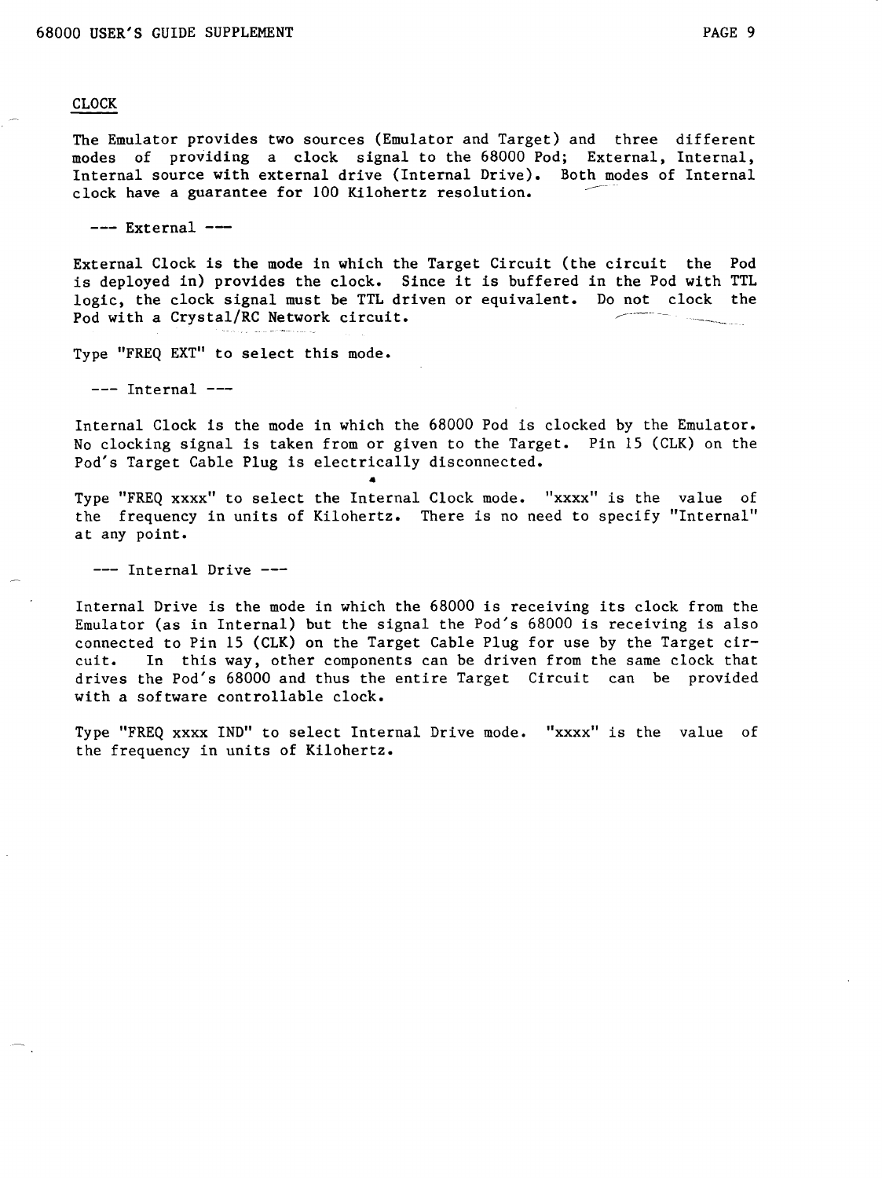## CLOCK

The Emulator provides two sources (Emulator and Target) and three different modes of providing a clock signal to the 68000 Pod; External, Internal, Internal source with external drive (Internal Drive). Both modes of Internal clock have a guarantee for 100 Kilohertz resolution.

### --- External ---

External Clock is the mode in which the Target Circuit (the circuit the Pod is deployed in) provides the clock. Since it is buffered in the Pod with TTL logic, the clock signal must be TTL driven or equivalent. Do not clock the Pod with a Crystal/RC Network circuit.

Type "FREQ EXT" to select this mode.

### --- Internal ---

Internal Clock is the mode in which the 68000 Pod is clocked by the Emulator. No clocking signal is taken from or given to the Target. Pin 15 (CLK) on the Pod's Target Cable Plug is electrically disconnected.

Type "FREQ xxxx" to select the Internal Clock mode. "xxxx" is the value of the frequency in units of Kilohertz. There is no need to specify "Internal" at any point.

### --- Internal Drive ---

Internal Drive is the mode in which the 68000 is receiving its clock from the Emulator (as in Internal) but the signal the Pod's 68000 is receiving is also connected to Pin 15 (CLK) on the Target Cable Plug for use by the Target circuit. In this way, other components can be driven from the same clock that drives the Pod's 68000 and thus the entire Target Circuit can be provided with a software controllable clock.

Type "FREQ xxxx IND" to select Internal Drive mode. "xxxx" is the value of the frequency in units of Kilohertz.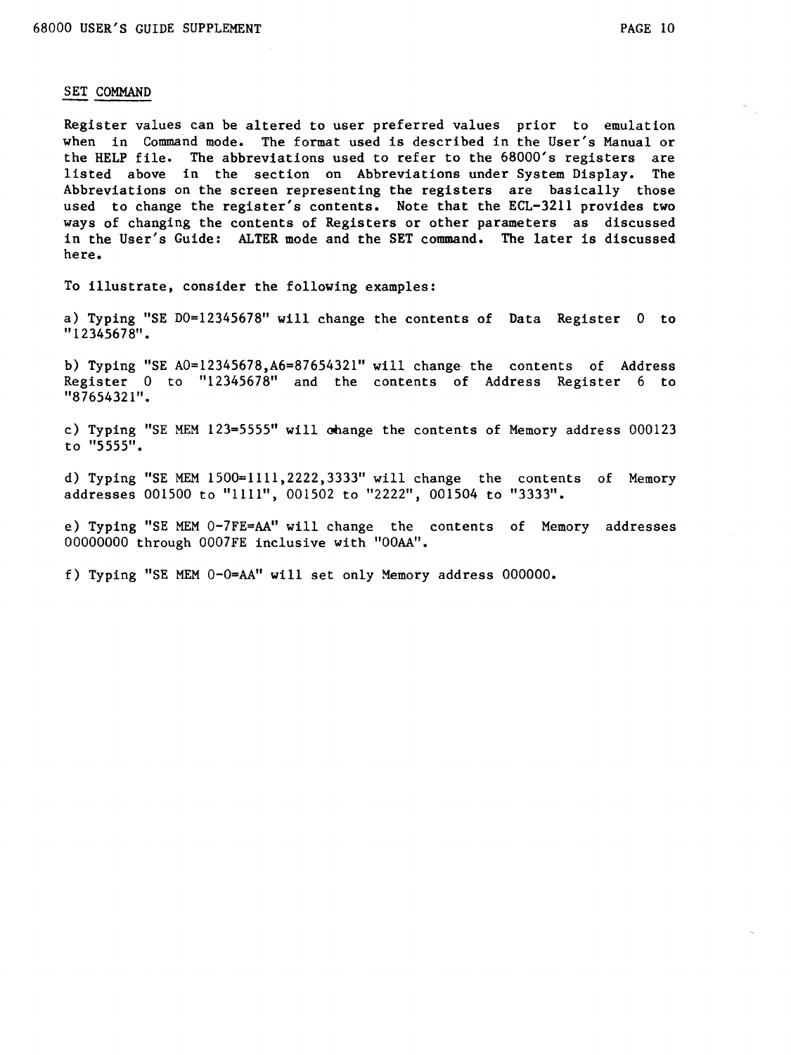## SET COMMAND

Register values can be altered to user preferred values prior to emulation when in Command mode. The format used is described in the User's Manual or the HELP file. The abbreviations used to refer to the 68000's registers are listed above in the section on Abbreviations under System Display. The Abbreviations on the screen representing the registers are basically those used to change the register's contents. Note that the ECL-3211 provides two ways of changing the contents of Registers or other parameters as discussed in the User's Guide: ALTER mode and the SET command. The later is discussed here.

To illustrate, consider the following examples:

a) Typing "SE D0=12345678" will change the contents of Data Register 0 to "12345678".

b) Typing "SE A0=12345678,A6=87654321" will change the contents of Address Register 0 to "12345678" and the contents of Address Register 6 to "87654321".

c) Typing "SE MEM 123=5555" will change the contents of Memory address 000123 to "5555".

d) Typing "SE MEM 1500=1111,2222,3333" will change the contents of Memory addresses 001500 to "1111", 001502 to "2222", 001504 to "3333".

e) Typing "SE MEM 0-7FE=AA" will change the contents of Memory addresses 00000000 through 0007FE inclusive with "00AA".

f) Typing "SE MEM 0-0=AA" will set only Memory address 000000.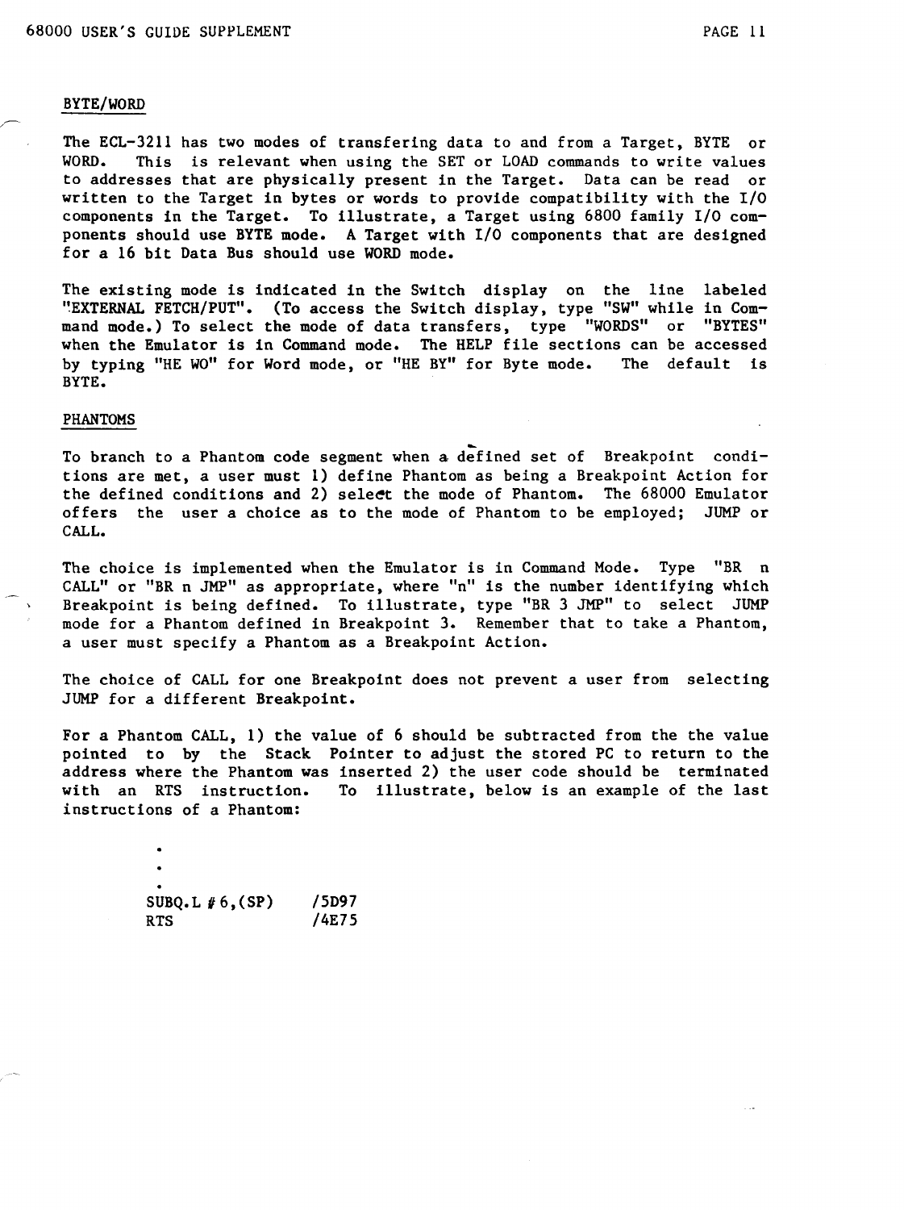## BYTE/WORD

The ECL-3211 has two modes of transfering data to and from a Target, BYTE or WORD. This is relevant when using the SET or LOAD commands to write values to addresses that are physically present in the Target. Data can be read or written to the Target in bytes or words to provide compatibility with the I/O components in the Target. To illustrate, a Target using 6800 family I/O components should use BYTE mode. A Target with I/O components that are designed for a 16 bit Data Bus should use WORD mode.

The existing mode is indicated in the Switch display on the line labeled "EXTERNAL FETCH/PUT". (To access the Switch display, type "SW" while in Command mode.) To select the mode of data transfers, type "WORDS" or "BYTES" when the Emulator is in Command mode. The HELP file sections can be accessed by typing "HE WO" for Word mode, or "HE BY" for Byte mode. The default is BYTE.

## PHANTOMS

To branch to a Phantom code segment when a defined set of Breakpoint conditions are met, a user must 1) define Phantom as being a Breakpoint Action for the defined conditions and 2) select the mode of Phantom. The 68000 Emulator offers the user a choice as to the mode of Phantom to be employed; JUMP or CALL.

The choice is implemented when the Emulator is in Command Mode. Type "BR n CALL" or "BR n JMP" as appropriate, where "n" is the number identifying which Breakpoint is being defined. To illustrate, type "BR 3 JMP" to select JUMP mode for a Phantom defined in Breakpoint 3. Remember that to take a Phantom, a user must specify a Phantom as a Breakpoint Action.

The choice of CALL for one Breakpoint does not prevent a user from selecting JUMP for a different Breakpoint.

For a Phantom CALL, 1) the value of 6 should be subtracted from the the value pointed to by the Stack Pointer to adjust the stored PC to return to the address where the Phantom was inserted 2) the user code should be terminated with an RTS instruction. To illustrate, below is an example of the last instructions of a Phantom:

```
        .
        .
        .
        SUBQ.L #6,(SP)     /5D97
        RTS                /4E75
```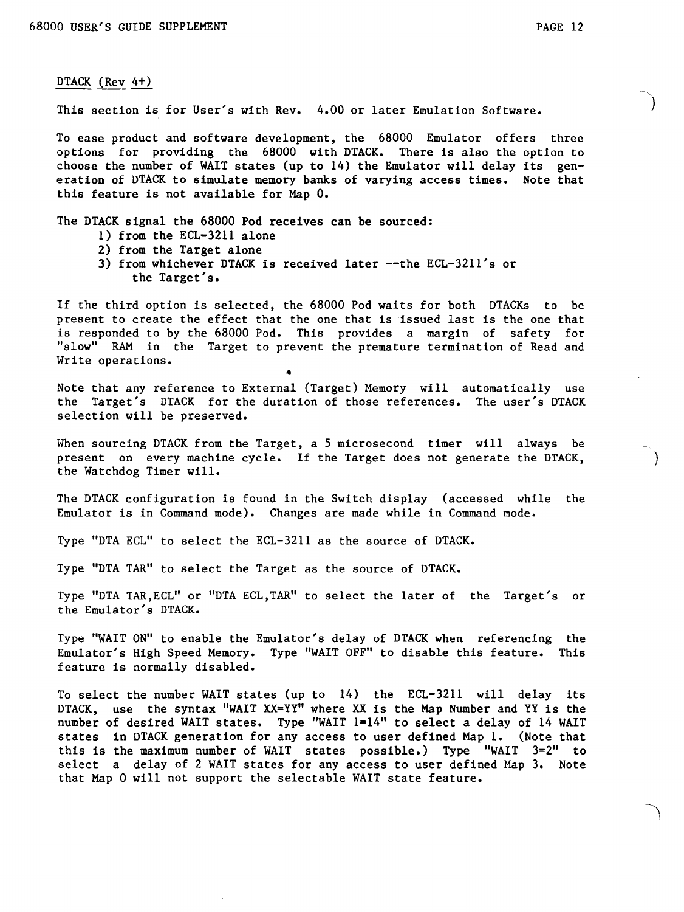<u>DTACK (Rev 4+)</u>

This section is for User's with Rev. 4.00 or later Emulation Software.

To ease product and software development, the 68000 Emulator offers three options for providing the 68000 with DTACK. There is also the option to choose the number of WAIT states (up to 14) the Emulator will delay its generation of DTACK to simulate memory banks of varying access times. Note that this feature is not available for Map 0.

The DTACK signal the 68000 Pod receives can be sourced:

1) from the ECL-3211 alone
2) from the Target alone
3) from whichever DTACK is received later --the ECL-3211's or the Target's.

If the third option is selected, the 68000 Pod waits for both DTACKs to be present to create the effect that the one that is issued last is the one that is responded to by the 68000 Pod. This provides a margin of safety for "slow" RAM in the Target to prevent the premature termination of Read and Write operations.

Note that any reference to External (Target) Memory will automatically use the Target's DTACK for the duration of those references. The user's DTACK selection will be preserved.

When sourcing DTACK from the Target, a 5 microsecond timer will always be present on every machine cycle. If the Target does not generate the DTACK, the Watchdog Timer will.

The DTACK configuration is found in the Switch display (accessed while the Emulator is in Command mode). Changes are made while in Command mode.

Type "DTA ECL" to select the ECL-3211 as the source of DTACK.

Type "DTA TAR" to select the Target as the source of DTACK.

Type "DTA TAR,ECL" or "DTA ECL,TAR" to select the later of the Target's or the Emulator's DTACK.

Type "WAIT ON" to enable the Emulator's delay of DTACK when referencing the Emulator's High Speed Memory. Type "WAIT OFF" to disable this feature. This feature is normally disabled.

To select the number WAIT states (up to 14) the ECL-3211 will delay its DTACK, use the syntax "WAIT XX=YY" where XX is the Map Number and YY is the number of desired WAIT states. Type "WAIT 1=14" to select a delay of 14 WAIT states in DTACK generation for any access to user defined Map 1. (Note that this is the maximum number of WAIT states possible.) Type "WAIT 3=2" to select a delay of 2 WAIT states for any access to user defined Map 3. Note that Map 0 will not support the selectable WAIT state feature.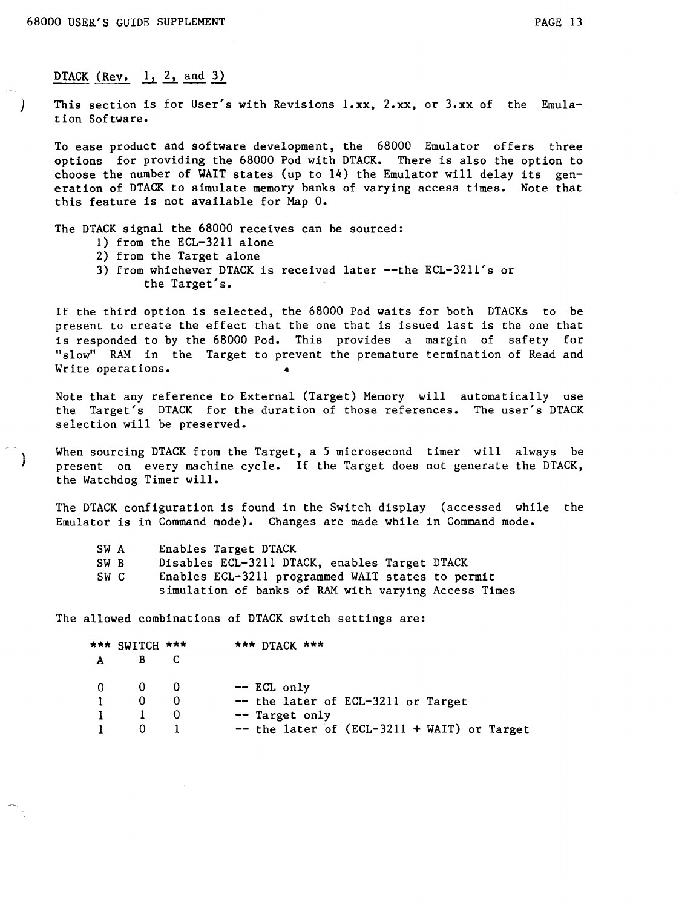## DTACK (Rev. 1, 2, and 3)

This section is for User's with Revisions 1.xx, 2.xx, or 3.xx of the Emulation Software.

To ease product and software development, the 68000 Emulator offers three options for providing the 68000 Pod with DTACK. There is also the option to choose the number of WAIT states (up to 14) the Emulator will delay its generation of DTACK to simulate memory banks of varying access times. Note that this feature is not available for Map 0.

The DTACK signal the 68000 receives can be sourced:

1) from the ECL-3211 alone
2) from the Target alone
3) from whichever DTACK is received later --the ECL-3211's or the Target's.

If the third option is selected, the 68000 Pod waits for both DTACKs to be present to create the effect that the one that is issued last is the one that is responded to by the 68000 Pod. This provides a margin of safety for "slow" RAM in the Target to prevent the premature termination of Read and Write operations.

Note that any reference to External (Target) Memory will automatically use the Target's DTACK for the duration of those references. The user's DTACK selection will be preserved.

When sourcing DTACK from the Target, a 5 microsecond timer will always be present on every machine cycle. If the Target does not generate the DTACK, the Watchdog Timer will.

The DTACK configuration is found in the Switch display (accessed while the Emulator is in Command mode). Changes are made while in Command mode.

| | |
|---|---|
| SW A | Enables Target DTACK |
| SW B | Disables ECL-3211 DTACK, enables Target DTACK |
| SW C | Enables ECL-3211 programmed WAIT states to permit simulation of banks of RAM with varying Access Times |

The allowed combinations of DTACK switch settings are:

| *** SWITCH *** | | | *** DTACK *** |
|---|---|---|---|
| A | B | C | |
| 0 | 0 | 0 | -- ECL only |
| 1 | 0 | 0 | -- the later of ECL-3211 or Target |
| 1 | 1 | 0 | -- Target only |
| 1 | 0 | 1 | -- the later of (ECL-3211 + WAIT) or Target |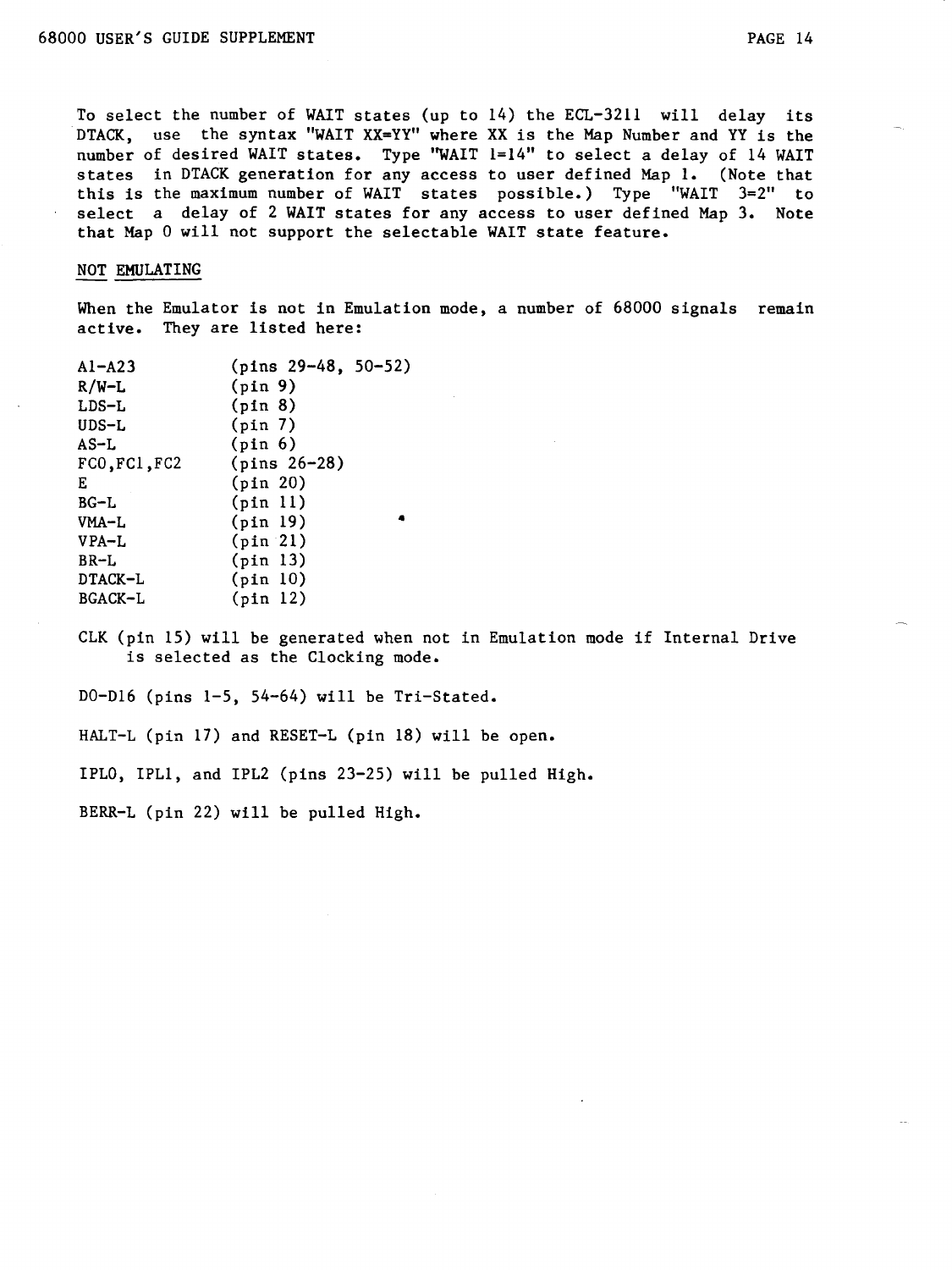To select the number of WAIT states (up to 14) the ECL-3211 will delay its DTACK, use the syntax "WAIT XX=YY" where XX is the Map Number and YY is the number of desired WAIT states. Type "WAIT 1=14" to select a delay of 14 WAIT states in DTACK generation for any access to user defined Map 1. (Note that this is the maximum number of WAIT states possible.) Type "WAIT 3=2" to select a delay of 2 WAIT states for any access to user defined Map 3. Note that Map 0 will not support the selectable WAIT state feature.

## NOT EMULATING

When the Emulator is not in Emulation mode, a number of 68000 signals remain active. They are listed here:

| | |
|---|---|
| A1-A23 | (pins 29-48, 50-52) |
| R/W-L | (pin 9) |
| LDS-L | (pin 8) |
| UDS-L | (pin 7) |
| AS-L | (pin 6) |
| FC0,FC1,FC2 | (pins 26-28) |
| E | (pin 20) |
| BG-L | (pin 11) |
| VMA-L | (pin 19) |
| VPA-L | (pin 21) |
| BR-L | (pin 13) |
| DTACK-L | (pin 10) |
| BGACK-L | (pin 12) |

CLK (pin 15) will be generated when not in Emulation mode if Internal Drive is selected as the Clocking mode.

D0-D16 (pins 1-5, 54-64) will be Tri-Stated.

HALT-L (pin 17) and RESET-L (pin 18) will be open.

IPL0, IPL1, and IPL2 (pins 23-25) will be pulled High.

BERR-L (pin 22) will be pulled High.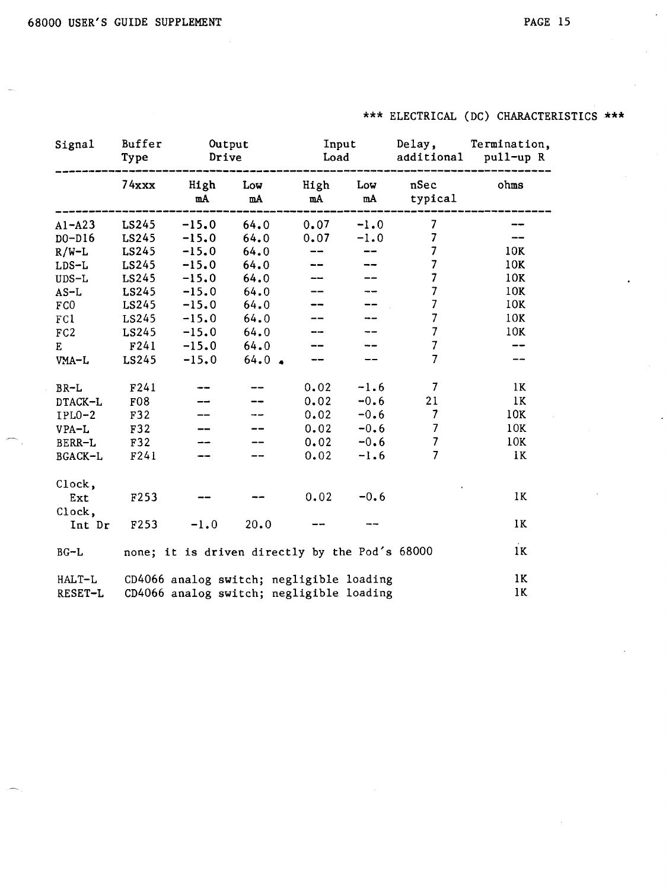*** ELECTRICAL (DC) CHARACTERISTICS ***

| Signal | Buffer Type | Output Drive | | Input Load | | Delay, additional | Termination, pull-up R |
|---|---|---|---|---|---|---|---|
| | 74xxx | High mA | Low mA | High mA | Low mA | nSec typical | ohms |
| A1-A23 | LS245 | -15.0 | 64.0 | 0.07 | -1.0 | 7 | -- |
| D0-D16 | LS245 | -15.0 | 64.0 | 0.07 | -1.0 | 7 | -- |
| R/W-L | LS245 | -15.0 | 64.0 | -- | -- | 7 | 10K |
| LDS-L | LS245 | -15.0 | 64.0 | -- | -- | 7 | 10K |
| UDS-L | LS245 | -15.0 | 64.0 | -- | -- | 7 | 10K |
| AS-L | LS245 | -15.0 | 64.0 | -- | -- | 7 | 10K |
| FC0 | LS245 | -15.0 | 64.0 | -- | -- | 7 | 10K |
| FC1 | LS245 | -15.0 | 64.0 | -- | -- | 7 | 10K |
| FC2 | LS245 | -15.0 | 64.0 | -- | -- | 7 | 10K |
| E | F241 | -15.0 | 64.0 | -- | -- | 7 | -- |
| VMA-L | LS245 | -15.0 | 64.0 | -- | -- | 7 | -- |
| BR-L | F241 | -- | -- | 0.02 | -1.6 | 7 | 1K |
| DTACK-L | F08 | -- | -- | 0.02 | -0.6 | 21 | 1K |
| IPL0-2 | F32 | -- | -- | 0.02 | -0.6 | 7 | 10K |
| VPA-L | F32 | -- | -- | 0.02 | -0.6 | 7 | 10K |
| BERR-L | F32 | -- | -- | 0.02 | -0.6 | 7 | 10K |
| BGACK-L | F241 | -- | -- | 0.02 | -1.6 | 7 | 1K |
| Clock, Ext | F253 | -- | -- | 0.02 | -0.6 | | 1K |
| Clock, Int Dr | F253 | -1.0 | 20.0 | -- | -- | | 1K |
| BG-L | none; it is driven directly by the Pod's 68000 | | | | | | 1K |
| HALT-L | CD4066 analog switch; negligible loading | | | | | | 1K |
| RESET-L | CD4066 analog switch; negligible loading | | | | | | 1K |